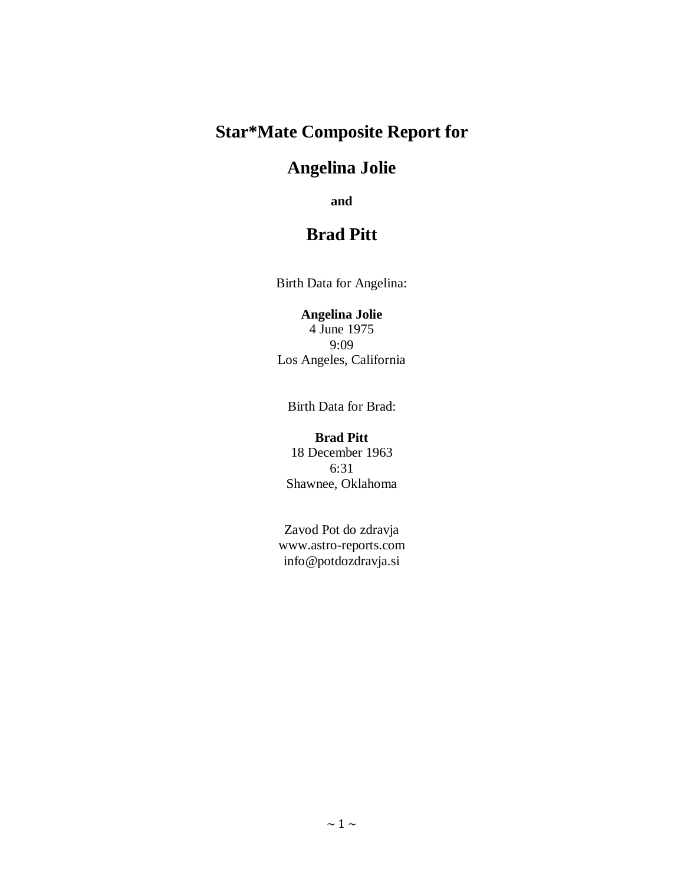# Star*Mate Composite Report for

# Angelina Jolie

**and**

# Brad Pitt

Birth Data for Angelina:

**Angelina Jolie**
4 June 1975
9:09
Los Angeles, California

Birth Data for Brad:

**Brad Pitt**
18 December 1963
6:31
Shawnee, Oklahoma

Zavod Pot do zdravja
www.astro-reports.com
info@potdozdravja.si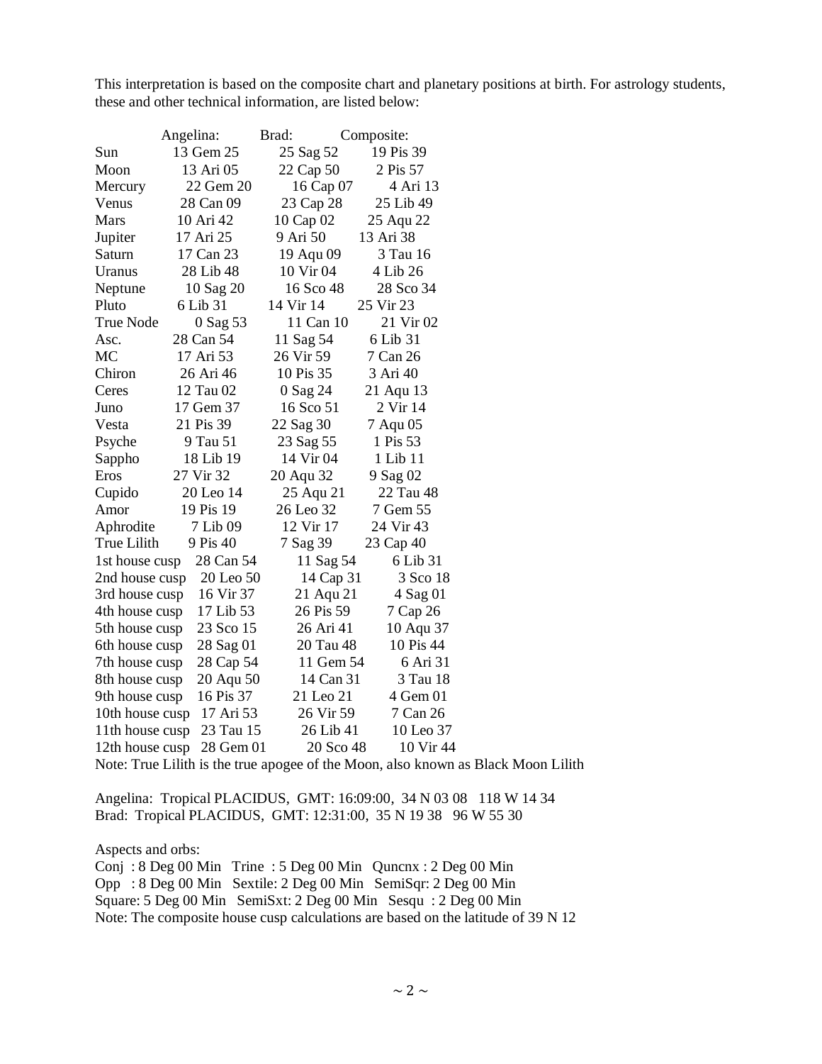This interpretation is based on the composite chart and planetary positions at birth. For astrology students, these and other technical information, are listed below:

| | Angelina: | Brad: | Composite: |
|---|---|---|---|
| Sun | 13 Gem 25 | 25 Sag 52 | 19 Pis 39 |
| Moon | 13 Ari 05 | 22 Cap 50 | 2 Pis 57 |
| Mercury | 22 Gem 20 | 16 Cap 07 | 4 Ari 13 |
| Venus | 28 Can 09 | 23 Cap 28 | 25 Lib 49 |
| Mars | 10 Ari 42 | 10 Cap 02 | 25 Aqu 22 |
| Jupiter | 17 Ari 25 | 9 Ari 50 | 13 Ari 38 |
| Saturn | 17 Can 23 | 19 Aqu 09 | 3 Tau 16 |
| Uranus | 28 Lib 48 | 10 Vir 04 | 4 Lib 26 |
| Neptune | 10 Sag 20 | 16 Sco 48 | 28 Sco 34 |
| Pluto | 6 Lib 31 | 14 Vir 14 | 25 Vir 23 |
| True Node | 0 Sag 53 | 11 Can 10 | 21 Vir 02 |
| Asc. | 28 Can 54 | 11 Sag 54 | 6 Lib 31 |
| MC | 17 Ari 53 | 26 Vir 59 | 7 Can 26 |
| Chiron | 26 Ari 46 | 10 Pis 35 | 3 Ari 40 |
| Ceres | 12 Tau 02 | 0 Sag 24 | 21 Aqu 13 |
| Juno | 17 Gem 37 | 16 Sco 51 | 2 Vir 14 |
| Vesta | 21 Pis 39 | 22 Sag 30 | 7 Aqu 05 |
| Psyche | 9 Tau 51 | 23 Sag 55 | 1 Pis 53 |
| Sappho | 18 Lib 19 | 14 Vir 04 | 1 Lib 11 |
| Eros | 27 Vir 32 | 20 Aqu 32 | 9 Sag 02 |
| Cupido | 20 Leo 14 | 25 Aqu 21 | 22 Tau 48 |
| Amor | 19 Pis 19 | 26 Leo 32 | 7 Gem 55 |
| Aphrodite | 7 Lib 09 | 12 Vir 17 | 24 Vir 43 |
| True Lilith | 9 Pis 40 | 7 Sag 39 | 23 Cap 40 |
| 1st house cusp | 28 Can 54 | 11 Sag 54 | 6 Lib 31 |
| 2nd house cusp | 20 Leo 50 | 14 Cap 31 | 3 Sco 18 |
| 3rd house cusp | 16 Vir 37 | 21 Aqu 21 | 4 Sag 01 |
| 4th house cusp | 17 Lib 53 | 26 Pis 59 | 7 Cap 26 |
| 5th house cusp | 23 Sco 15 | 26 Ari 41 | 10 Aqu 37 |
| 6th house cusp | 28 Sag 01 | 20 Tau 48 | 10 Pis 44 |
| 7th house cusp | 28 Cap 54 | 11 Gem 54 | 6 Ari 31 |
| 8th house cusp | 20 Aqu 50 | 14 Can 31 | 3 Tau 18 |
| 9th house cusp | 16 Pis 37 | 21 Leo 21 | 4 Gem 01 |
| 10th house cusp | 17 Ari 53 | 26 Vir 59 | 7 Can 26 |
| 11th house cusp | 23 Tau 15 | 26 Lib 41 | 10 Leo 37 |
| 12th house cusp | 28 Gem 01 | 20 Sco 48 | 10 Vir 44 |

Note: True Lilith is the true apogee of the Moon, also known as Black Moon Lilith

Angelina: Tropical PLACIDUS, GMT: 16:09:00, 34 N 03 08 118 W 14 34
Brad: Tropical PLACIDUS, GMT: 12:31:00, 35 N 19 38 96 W 55 30

Aspects and orbs:

Conj : 8 Deg 00 Min Trine : 5 Deg 00 Min Quncnx : 2 Deg 00 Min
Opp : 8 Deg 00 Min Sextile: 2 Deg 00 Min SemiSqr: 2 Deg 00 Min
Square: 5 Deg 00 Min SemiSxt: 2 Deg 00 Min Sesqu : 2 Deg 00 Min

Note: The composite house cusp calculations are based on the latitude of 39 N 12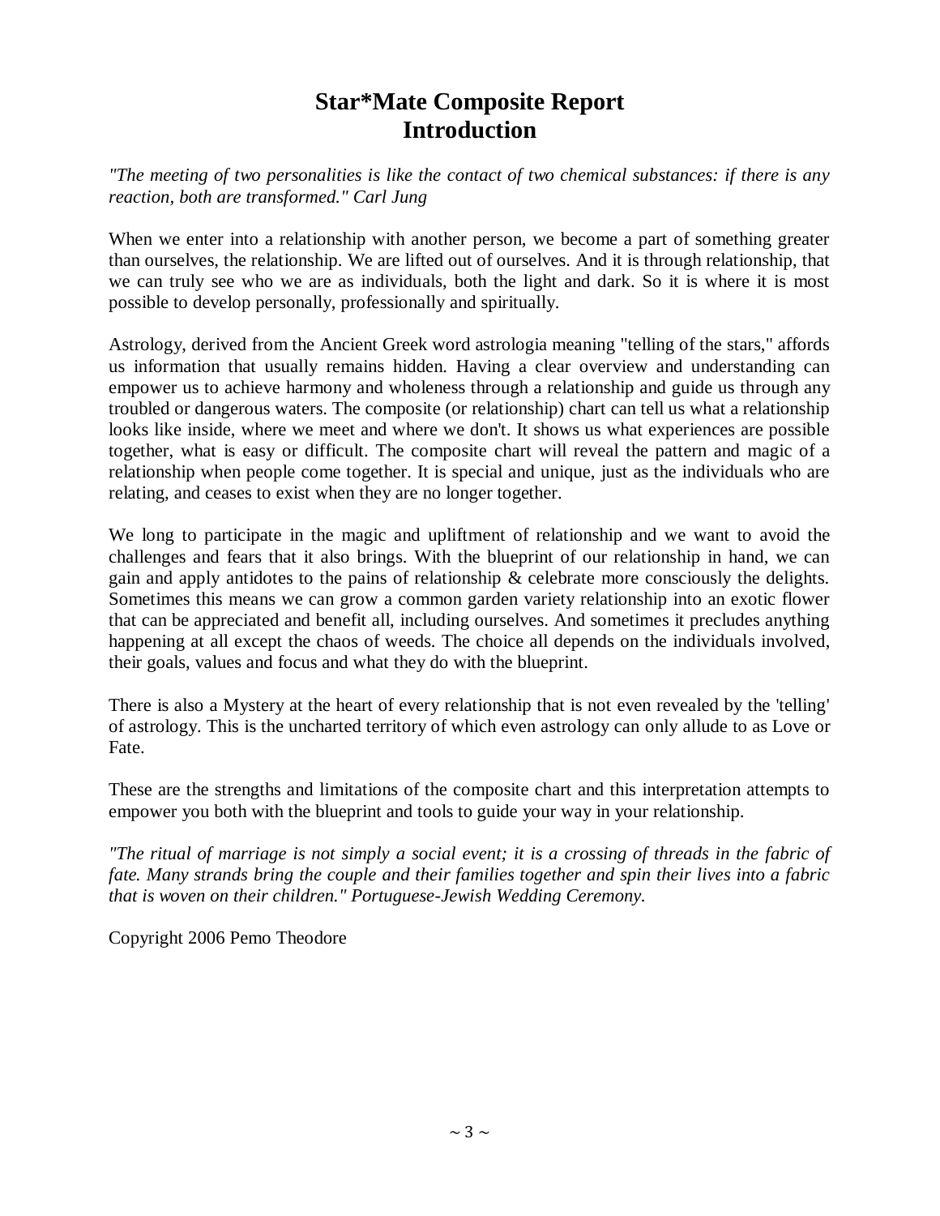# Star*Mate Composite Report
# Introduction

*"The meeting of two personalities is like the contact of two chemical substances: if there is any reaction, both are transformed." Carl Jung*

When we enter into a relationship with another person, we become a part of something greater than ourselves, the relationship. We are lifted out of ourselves. And it is through relationship, that we can truly see who we are as individuals, both the light and dark. So it is where it is most possible to develop personally, professionally and spiritually.

Astrology, derived from the Ancient Greek word astrologia meaning "telling of the stars," affords us information that usually remains hidden. Having a clear overview and understanding can empower us to achieve harmony and wholeness through a relationship and guide us through any troubled or dangerous waters. The composite (or relationship) chart can tell us what a relationship looks like inside, where we meet and where we don't. It shows us what experiences are possible together, what is easy or difficult. The composite chart will reveal the pattern and magic of a relationship when people come together. It is special and unique, just as the individuals who are relating, and ceases to exist when they are no longer together.

We long to participate in the magic and upliftment of relationship and we want to avoid the challenges and fears that it also brings. With the blueprint of our relationship in hand, we can gain and apply antidotes to the pains of relationship & celebrate more consciously the delights. Sometimes this means we can grow a common garden variety relationship into an exotic flower that can be appreciated and benefit all, including ourselves. And sometimes it precludes anything happening at all except the chaos of weeds. The choice all depends on the individuals involved, their goals, values and focus and what they do with the blueprint.

There is also a Mystery at the heart of every relationship that is not even revealed by the 'telling' of astrology. This is the uncharted territory of which even astrology can only allude to as Love or Fate.

These are the strengths and limitations of the composite chart and this interpretation attempts to empower you both with the blueprint and tools to guide your way in your relationship.

*"The ritual of marriage is not simply a social event; it is a crossing of threads in the fabric of fate. Many strands bring the couple and their families together and spin their lives into a fabric that is woven on their children." Portuguese-Jewish Wedding Ceremony.*

Copyright 2006 Pemo Theodore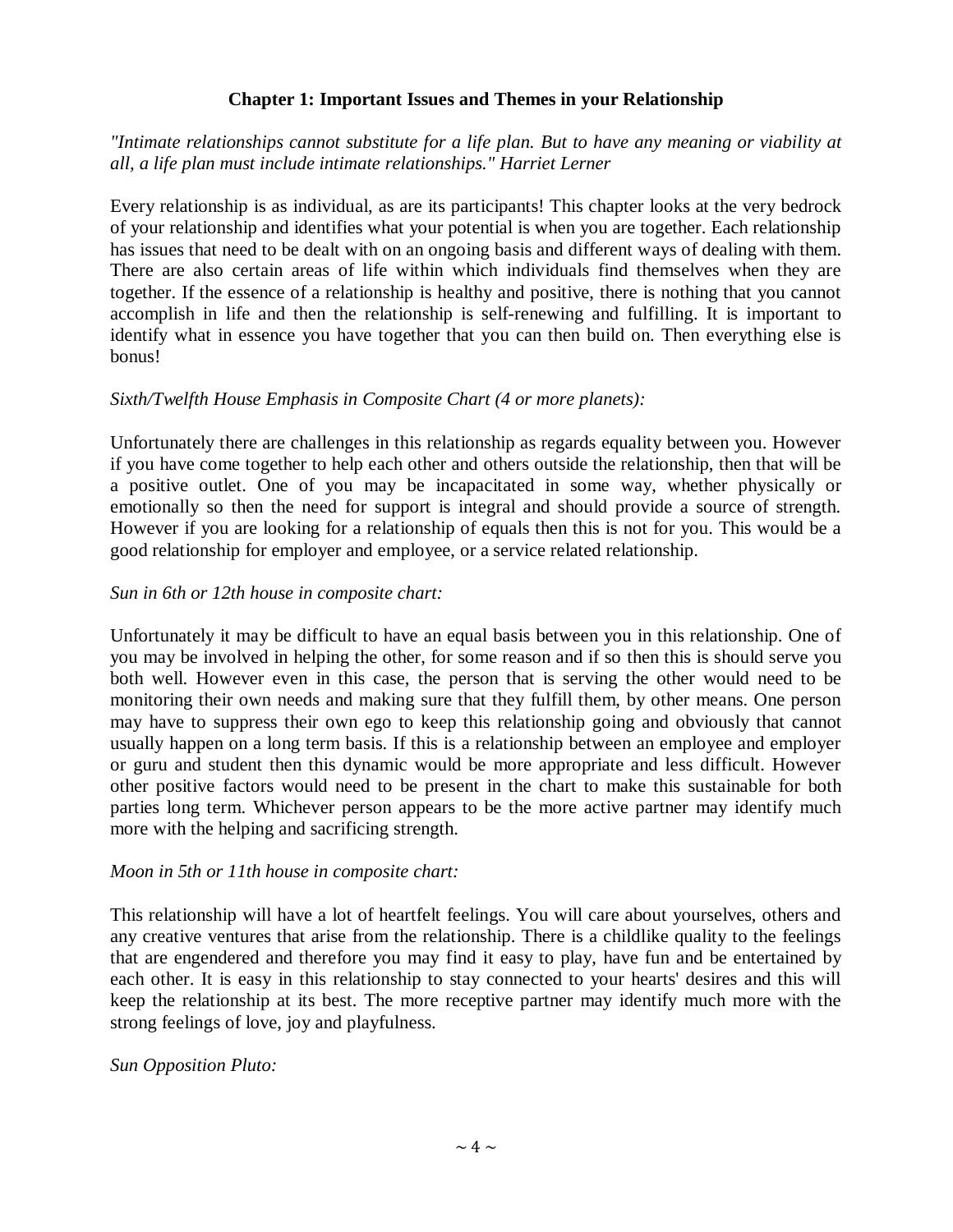## Chapter 1: Important Issues and Themes in your Relationship

*"Intimate relationships cannot substitute for a life plan. But to have any meaning or viability at all, a life plan must include intimate relationships." Harriet Lerner*

Every relationship is as individual, as are its participants! This chapter looks at the very bedrock of your relationship and identifies what your potential is when you are together. Each relationship has issues that need to be dealt with on an ongoing basis and different ways of dealing with them. There are also certain areas of life within which individuals find themselves when they are together. If the essence of a relationship is healthy and positive, there is nothing that you cannot accomplish in life and then the relationship is self-renewing and fulfilling. It is important to identify what in essence you have together that you can then build on. Then everything else is bonus!

*Sixth/Twelfth House Emphasis in Composite Chart (4 or more planets):*

Unfortunately there are challenges in this relationship as regards equality between you. However if you have come together to help each other and others outside the relationship, then that will be a positive outlet. One of you may be incapacitated in some way, whether physically or emotionally so then the need for support is integral and should provide a source of strength. However if you are looking for a relationship of equals then this is not for you. This would be a good relationship for employer and employee, or a service related relationship.

*Sun in 6th or 12th house in composite chart:*

Unfortunately it may be difficult to have an equal basis between you in this relationship. One of you may be involved in helping the other, for some reason and if so then this is should serve you both well. However even in this case, the person that is serving the other would need to be monitoring their own needs and making sure that they fulfill them, by other means. One person may have to suppress their own ego to keep this relationship going and obviously that cannot usually happen on a long term basis. If this is a relationship between an employee and employer or guru and student then this dynamic would be more appropriate and less difficult. However other positive factors would need to be present in the chart to make this sustainable for both parties long term. Whichever person appears to be the more active partner may identify much more with the helping and sacrificing strength.

*Moon in 5th or 11th house in composite chart:*

This relationship will have a lot of heartfelt feelings. You will care about yourselves, others and any creative ventures that arise from the relationship. There is a childlike quality to the feelings that are engendered and therefore you may find it easy to play, have fun and be entertained by each other. It is easy in this relationship to stay connected to your hearts' desires and this will keep the relationship at its best. The more receptive partner may identify much more with the strong feelings of love, joy and playfulness.

*Sun Opposition Pluto:*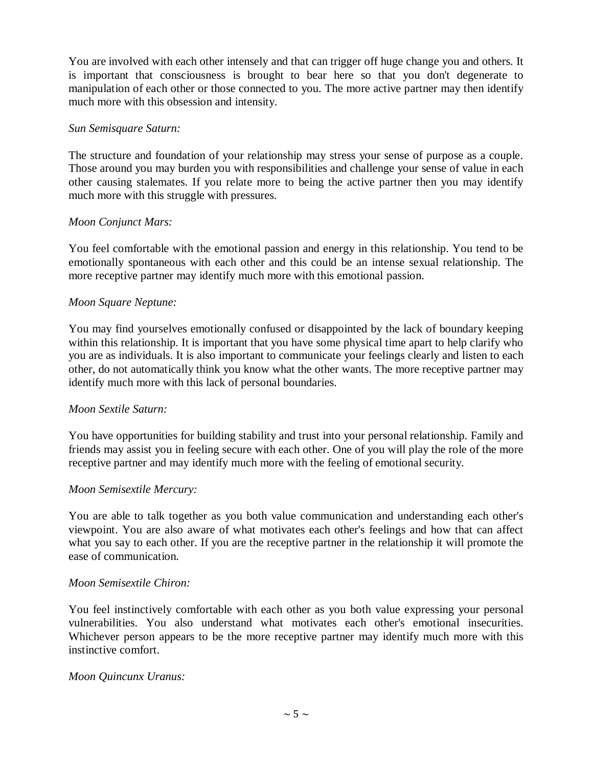You are involved with each other intensely and that can trigger off huge change you and others. It is important that consciousness is brought to bear here so that you don't degenerate to manipulation of each other or those connected to you. The more active partner may then identify much more with this obsession and intensity.

*Sun Semisquare Saturn:*

The structure and foundation of your relationship may stress your sense of purpose as a couple. Those around you may burden you with responsibilities and challenge your sense of value in each other causing stalemates. If you relate more to being the active partner then you may identify much more with this struggle with pressures.

*Moon Conjunct Mars:*

You feel comfortable with the emotional passion and energy in this relationship. You tend to be emotionally spontaneous with each other and this could be an intense sexual relationship. The more receptive partner may identify much more with this emotional passion.

*Moon Square Neptune:*

You may find yourselves emotionally confused or disappointed by the lack of boundary keeping within this relationship. It is important that you have some physical time apart to help clarify who you are as individuals. It is also important to communicate your feelings clearly and listen to each other, do not automatically think you know what the other wants. The more receptive partner may identify much more with this lack of personal boundaries.

*Moon Sextile Saturn:*

You have opportunities for building stability and trust into your personal relationship. Family and friends may assist you in feeling secure with each other. One of you will play the role of the more receptive partner and may identify much more with the feeling of emotional security.

*Moon Semisextile Mercury:*

You are able to talk together as you both value communication and understanding each other's viewpoint. You are also aware of what motivates each other's feelings and how that can affect what you say to each other. If you are the receptive partner in the relationship it will promote the ease of communication.

*Moon Semisextile Chiron:*

You feel instinctively comfortable with each other as you both value expressing your personal vulnerabilities. You also understand what motivates each other's emotional insecurities. Whichever person appears to be the more receptive partner may identify much more with this instinctive comfort.

*Moon Quincunx Uranus:*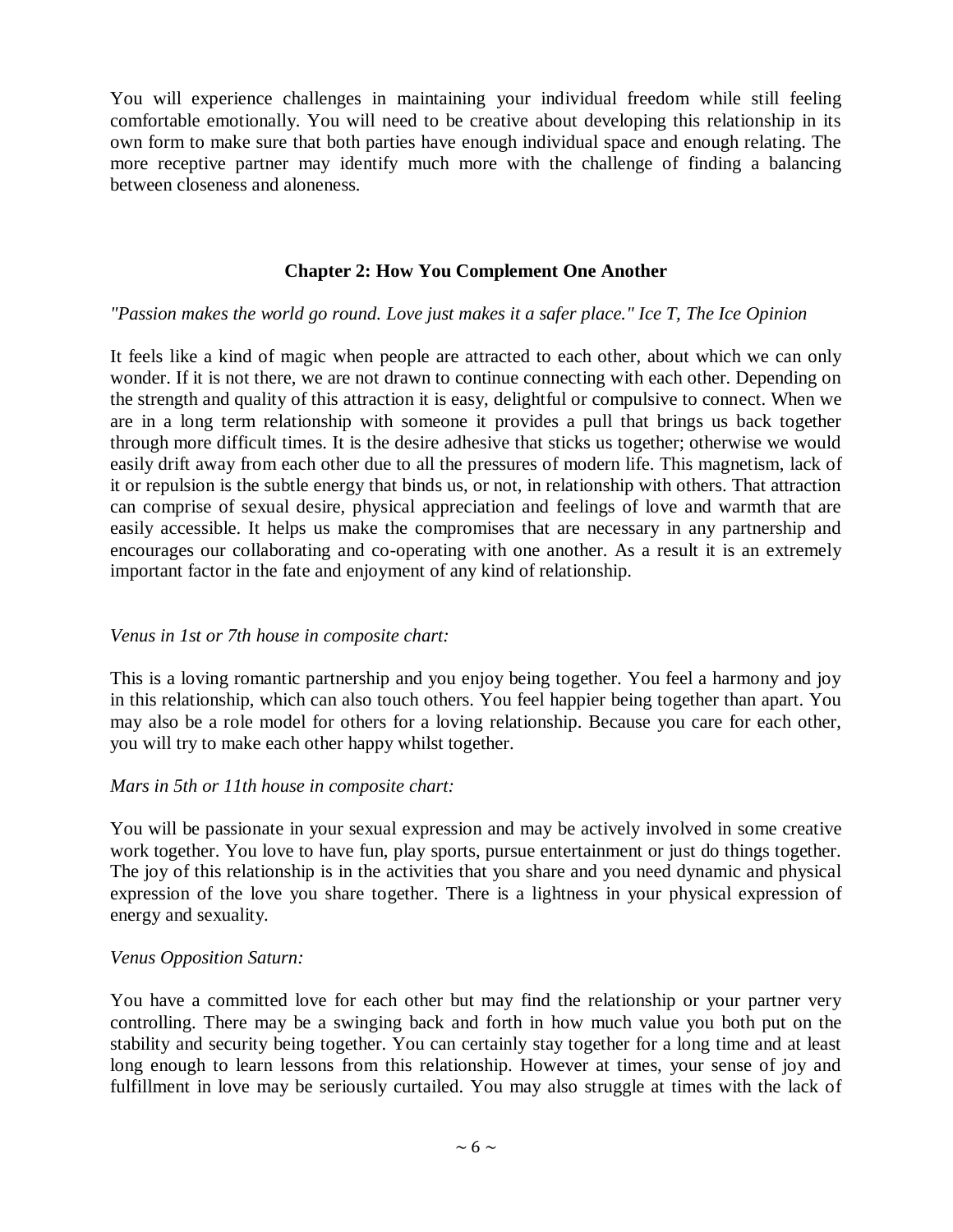You will experience challenges in maintaining your individual freedom while still feeling comfortable emotionally. You will need to be creative about developing this relationship in its own form to make sure that both parties have enough individual space and enough relating. The more receptive partner may identify much more with the challenge of finding a balancing between closeness and aloneness.

## Chapter 2: How You Complement One Another

*"Passion makes the world go round. Love just makes it a safer place." Ice T, The Ice Opinion*

It feels like a kind of magic when people are attracted to each other, about which we can only wonder. If it is not there, we are not drawn to continue connecting with each other. Depending on the strength and quality of this attraction it is easy, delightful or compulsive to connect. When we are in a long term relationship with someone it provides a pull that brings us back together through more difficult times. It is the desire adhesive that sticks us together; otherwise we would easily drift away from each other due to all the pressures of modern life. This magnetism, lack of it or repulsion is the subtle energy that binds us, or not, in relationship with others. That attraction can comprise of sexual desire, physical appreciation and feelings of love and warmth that are easily accessible. It helps us make the compromises that are necessary in any partnership and encourages our collaborating and co-operating with one another. As a result it is an extremely important factor in the fate and enjoyment of any kind of relationship.

*Venus in 1st or 7th house in composite chart:*

This is a loving romantic partnership and you enjoy being together. You feel a harmony and joy in this relationship, which can also touch others. You feel happier being together than apart. You may also be a role model for others for a loving relationship. Because you care for each other, you will try to make each other happy whilst together.

*Mars in 5th or 11th house in composite chart:*

You will be passionate in your sexual expression and may be actively involved in some creative work together. You love to have fun, play sports, pursue entertainment or just do things together. The joy of this relationship is in the activities that you share and you need dynamic and physical expression of the love you share together. There is a lightness in your physical expression of energy and sexuality.

*Venus Opposition Saturn:*

You have a committed love for each other but may find the relationship or your partner very controlling. There may be a swinging back and forth in how much value you both put on the stability and security being together. You can certainly stay together for a long time and at least long enough to learn lessons from this relationship. However at times, your sense of joy and fulfillment in love may be seriously curtailed. You may also struggle at times with the lack of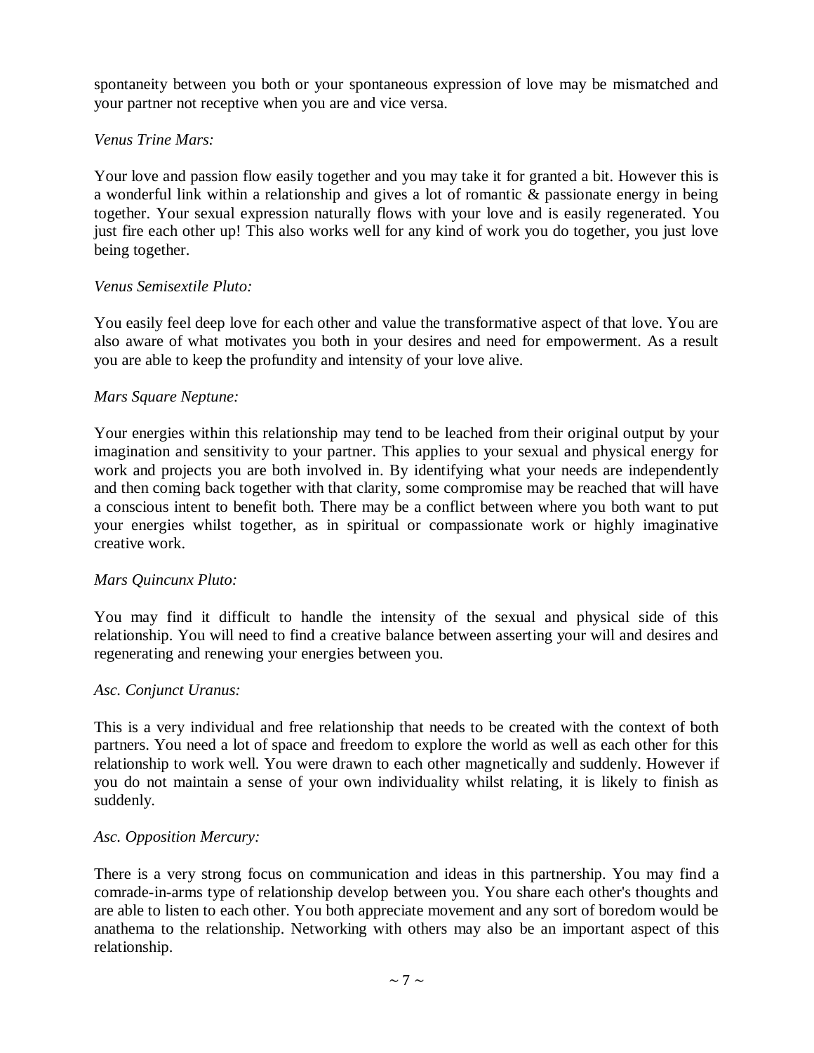spontaneity between you both or your spontaneous expression of love may be mismatched and your partner not receptive when you are and vice versa.

*Venus Trine Mars:*

Your love and passion flow easily together and you may take it for granted a bit. However this is a wonderful link within a relationship and gives a lot of romantic & passionate energy in being together. Your sexual expression naturally flows with your love and is easily regenerated. You just fire each other up! This also works well for any kind of work you do together, you just love being together.

*Venus Semisextile Pluto:*

You easily feel deep love for each other and value the transformative aspect of that love. You are also aware of what motivates you both in your desires and need for empowerment. As a result you are able to keep the profundity and intensity of your love alive.

*Mars Square Neptune:*

Your energies within this relationship may tend to be leached from their original output by your imagination and sensitivity to your partner. This applies to your sexual and physical energy for work and projects you are both involved in. By identifying what your needs are independently and then coming back together with that clarity, some compromise may be reached that will have a conscious intent to benefit both. There may be a conflict between where you both want to put your energies whilst together, as in spiritual or compassionate work or highly imaginative creative work.

*Mars Quincunx Pluto:*

You may find it difficult to handle the intensity of the sexual and physical side of this relationship. You will need to find a creative balance between asserting your will and desires and regenerating and renewing your energies between you.

*Asc. Conjunct Uranus:*

This is a very individual and free relationship that needs to be created with the context of both partners. You need a lot of space and freedom to explore the world as well as each other for this relationship to work well. You were drawn to each other magnetically and suddenly. However if you do not maintain a sense of your own individuality whilst relating, it is likely to finish as suddenly.

*Asc. Opposition Mercury:*

There is a very strong focus on communication and ideas in this partnership. You may find a comrade-in-arms type of relationship develop between you. You share each other's thoughts and are able to listen to each other. You both appreciate movement and any sort of boredom would be anathema to the relationship. Networking with others may also be an important aspect of this relationship.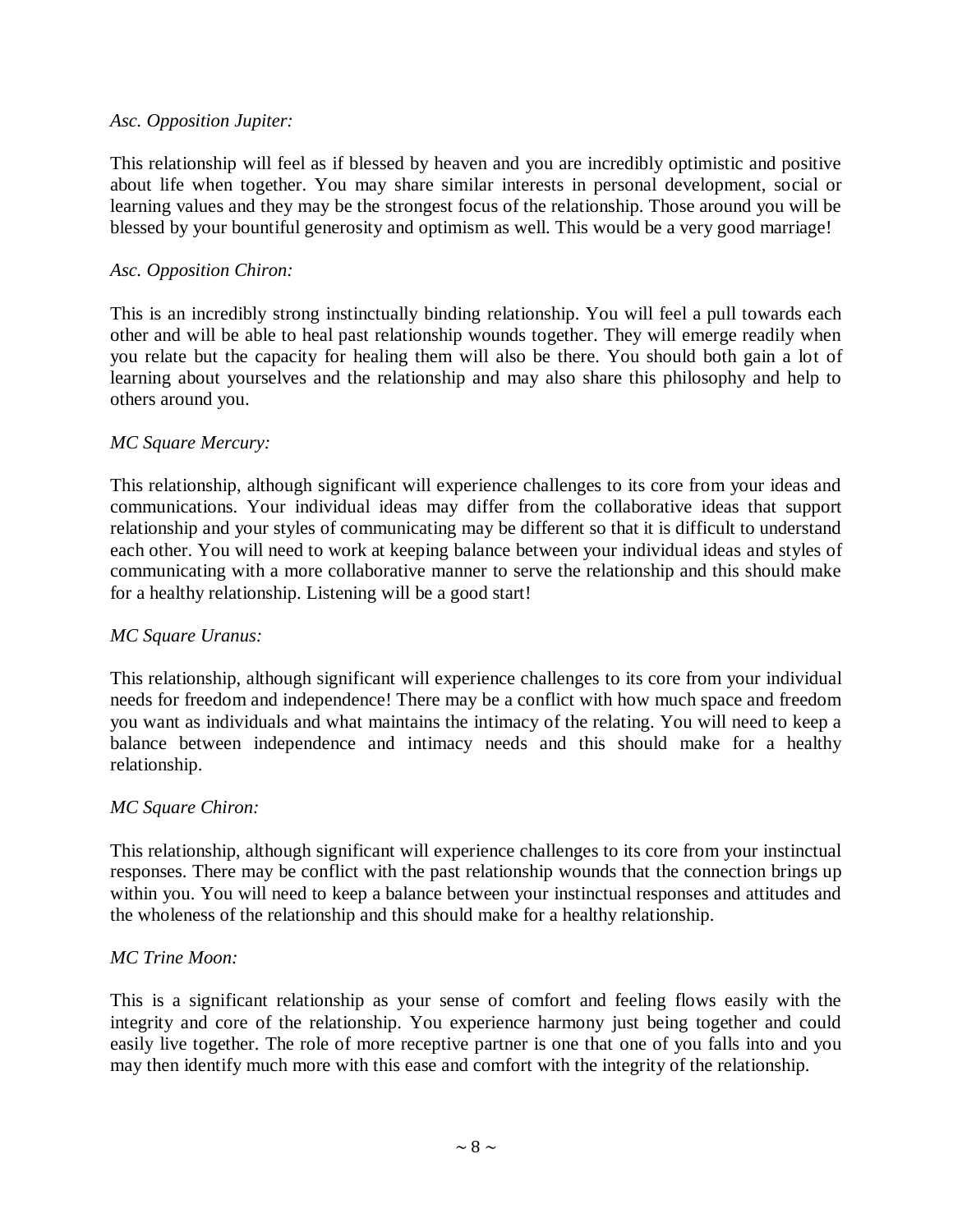*Asc. Opposition Jupiter:*

This relationship will feel as if blessed by heaven and you are incredibly optimistic and positive about life when together. You may share similar interests in personal development, social or learning values and they may be the strongest focus of the relationship. Those around you will be blessed by your bountiful generosity and optimism as well. This would be a very good marriage!

*Asc. Opposition Chiron:*

This is an incredibly strong instinctually binding relationship. You will feel a pull towards each other and will be able to heal past relationship wounds together. They will emerge readily when you relate but the capacity for healing them will also be there. You should both gain a lot of learning about yourselves and the relationship and may also share this philosophy and help to others around you.

*MC Square Mercury:*

This relationship, although significant will experience challenges to its core from your ideas and communications. Your individual ideas may differ from the collaborative ideas that support relationship and your styles of communicating may be different so that it is difficult to understand each other. You will need to work at keeping balance between your individual ideas and styles of communicating with a more collaborative manner to serve the relationship and this should make for a healthy relationship. Listening will be a good start!

*MC Square Uranus:*

This relationship, although significant will experience challenges to its core from your individual needs for freedom and independence! There may be a conflict with how much space and freedom you want as individuals and what maintains the intimacy of the relating. You will need to keep a balance between independence and intimacy needs and this should make for a healthy relationship.

*MC Square Chiron:*

This relationship, although significant will experience challenges to its core from your instinctual responses. There may be conflict with the past relationship wounds that the connection brings up within you. You will need to keep a balance between your instinctual responses and attitudes and the wholeness of the relationship and this should make for a healthy relationship.

*MC Trine Moon:*

This is a significant relationship as your sense of comfort and feeling flows easily with the integrity and core of the relationship. You experience harmony just being together and could easily live together. The role of more receptive partner is one that one of you falls into and you may then identify much more with this ease and comfort with the integrity of the relationship.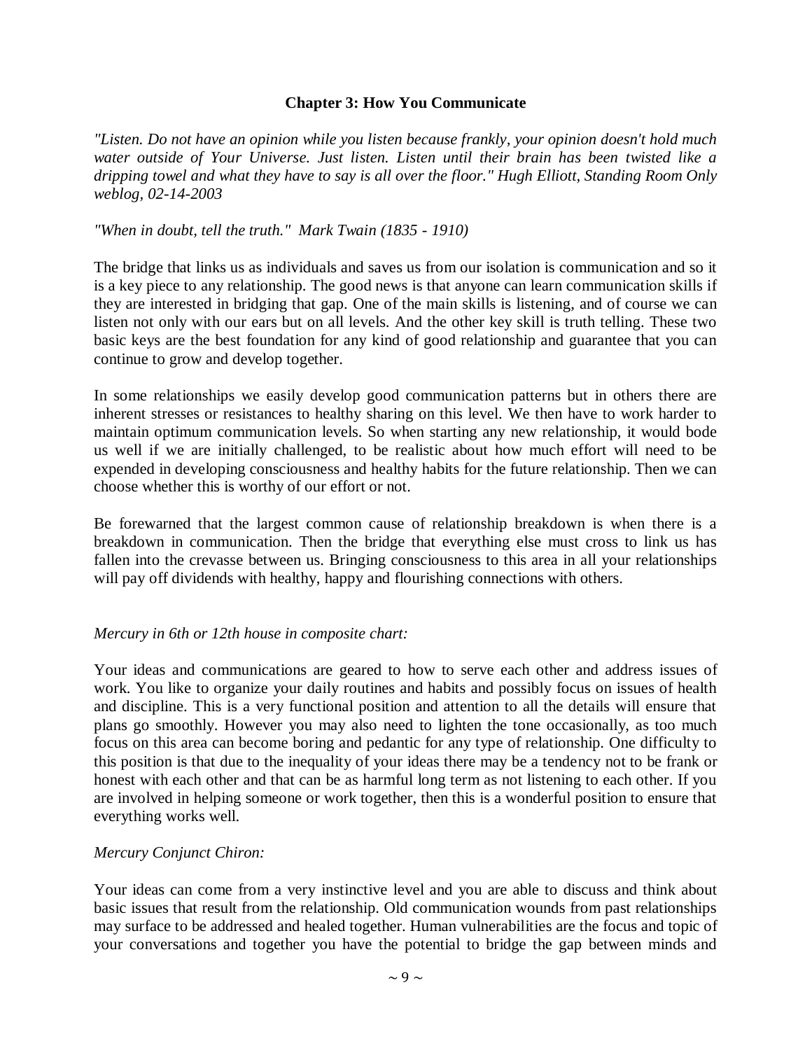## Chapter 3: How You Communicate

*"Listen. Do not have an opinion while you listen because frankly, your opinion doesn't hold much water outside of Your Universe. Just listen. Listen until their brain has been twisted like a dripping towel and what they have to say is all over the floor." Hugh Elliott, Standing Room Only weblog, 02-14-2003*

*"When in doubt, tell the truth." Mark Twain (1835 - 1910)*

The bridge that links us as individuals and saves us from our isolation is communication and so it is a key piece to any relationship. The good news is that anyone can learn communication skills if they are interested in bridging that gap. One of the main skills is listening, and of course we can listen not only with our ears but on all levels. And the other key skill is truth telling. These two basic keys are the best foundation for any kind of good relationship and guarantee that you can continue to grow and develop together.

In some relationships we easily develop good communication patterns but in others there are inherent stresses or resistances to healthy sharing on this level. We then have to work harder to maintain optimum communication levels. So when starting any new relationship, it would bode us well if we are initially challenged, to be realistic about how much effort will need to be expended in developing consciousness and healthy habits for the future relationship. Then we can choose whether this is worthy of our effort or not.

Be forewarned that the largest common cause of relationship breakdown is when there is a breakdown in communication. Then the bridge that everything else must cross to link us has fallen into the crevasse between us. Bringing consciousness to this area in all your relationships will pay off dividends with healthy, happy and flourishing connections with others.

*Mercury in 6th or 12th house in composite chart:*

Your ideas and communications are geared to how to serve each other and address issues of work. You like to organize your daily routines and habits and possibly focus on issues of health and discipline. This is a very functional position and attention to all the details will ensure that plans go smoothly. However you may also need to lighten the tone occasionally, as too much focus on this area can become boring and pedantic for any type of relationship. One difficulty to this position is that due to the inequality of your ideas there may be a tendency not to be frank or honest with each other and that can be as harmful long term as not listening to each other. If you are involved in helping someone or work together, then this is a wonderful position to ensure that everything works well.

*Mercury Conjunct Chiron:*

Your ideas can come from a very instinctive level and you are able to discuss and think about basic issues that result from the relationship. Old communication wounds from past relationships may surface to be addressed and healed together. Human vulnerabilities are the focus and topic of your conversations and together you have the potential to bridge the gap between minds and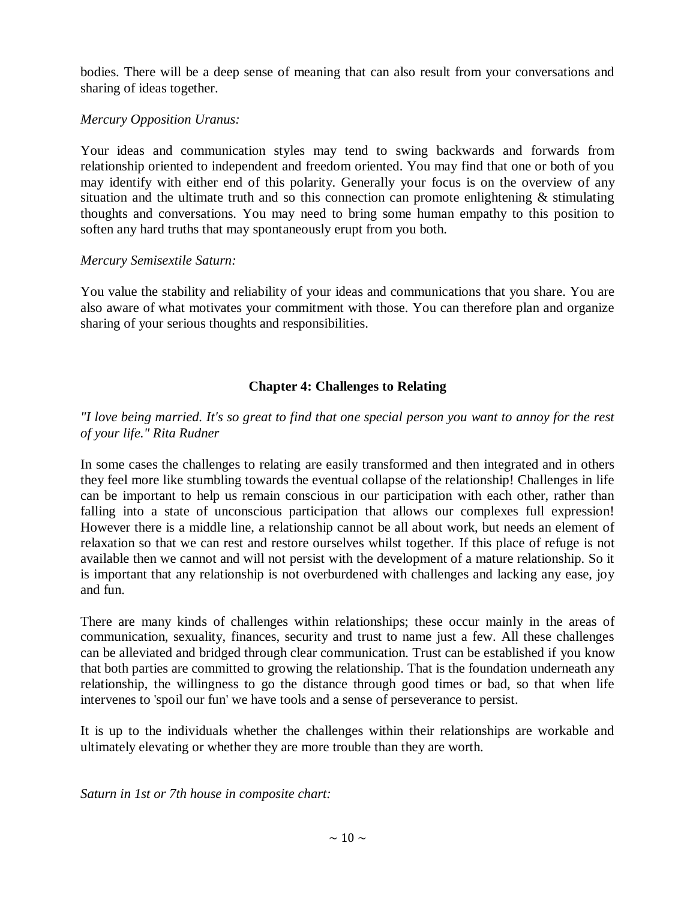bodies. There will be a deep sense of meaning that can also result from your conversations and sharing of ideas together.

*Mercury Opposition Uranus:*

Your ideas and communication styles may tend to swing backwards and forwards from relationship oriented to independent and freedom oriented. You may find that one or both of you may identify with either end of this polarity. Generally your focus is on the overview of any situation and the ultimate truth and so this connection can promote enlightening & stimulating thoughts and conversations. You may need to bring some human empathy to this position to soften any hard truths that may spontaneously erupt from you both.

*Mercury Semisextile Saturn:*

You value the stability and reliability of your ideas and communications that you share. You are also aware of what motivates your commitment with those. You can therefore plan and organize sharing of your serious thoughts and responsibilities.

## Chapter 4: Challenges to Relating

*"I love being married. It's so great to find that one special person you want to annoy for the rest of your life." Rita Rudner*

In some cases the challenges to relating are easily transformed and then integrated and in others they feel more like stumbling towards the eventual collapse of the relationship! Challenges in life can be important to help us remain conscious in our participation with each other, rather than falling into a state of unconscious participation that allows our complexes full expression! However there is a middle line, a relationship cannot be all about work, but needs an element of relaxation so that we can rest and restore ourselves whilst together. If this place of refuge is not available then we cannot and will not persist with the development of a mature relationship. So it is important that any relationship is not overburdened with challenges and lacking any ease, joy and fun.

There are many kinds of challenges within relationships; these occur mainly in the areas of communication, sexuality, finances, security and trust to name just a few. All these challenges can be alleviated and bridged through clear communication. Trust can be established if you know that both parties are committed to growing the relationship. That is the foundation underneath any relationship, the willingness to go the distance through good times or bad, so that when life intervenes to 'spoil our fun' we have tools and a sense of perseverance to persist.

It is up to the individuals whether the challenges within their relationships are workable and ultimately elevating or whether they are more trouble than they are worth.

*Saturn in 1st or 7th house in composite chart:*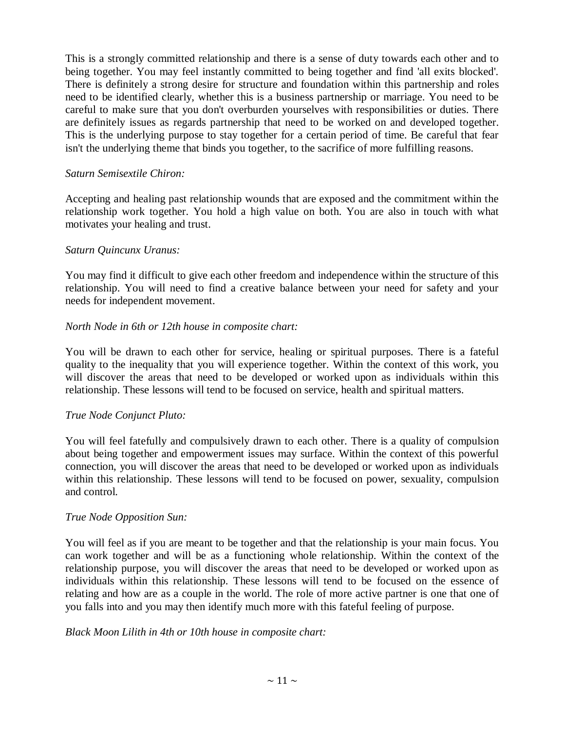This is a strongly committed relationship and there is a sense of duty towards each other and to being together. You may feel instantly committed to being together and find 'all exits blocked'. There is definitely a strong desire for structure and foundation within this partnership and roles need to be identified clearly, whether this is a business partnership or marriage. You need to be careful to make sure that you don't overburden yourselves with responsibilities or duties. There are definitely issues as regards partnership that need to be worked on and developed together. This is the underlying purpose to stay together for a certain period of time. Be careful that fear isn't the underlying theme that binds you together, to the sacrifice of more fulfilling reasons.

*Saturn Semisextile Chiron:*

Accepting and healing past relationship wounds that are exposed and the commitment within the relationship work together. You hold a high value on both. You are also in touch with what motivates your healing and trust.

*Saturn Quincunx Uranus:*

You may find it difficult to give each other freedom and independence within the structure of this relationship. You will need to find a creative balance between your need for safety and your needs for independent movement.

*North Node in 6th or 12th house in composite chart:*

You will be drawn to each other for service, healing or spiritual purposes. There is a fateful quality to the inequality that you will experience together. Within the context of this work, you will discover the areas that need to be developed or worked upon as individuals within this relationship. These lessons will tend to be focused on service, health and spiritual matters.

*True Node Conjunct Pluto:*

You will feel fatefully and compulsively drawn to each other. There is a quality of compulsion about being together and empowerment issues may surface. Within the context of this powerful connection, you will discover the areas that need to be developed or worked upon as individuals within this relationship. These lessons will tend to be focused on power, sexuality, compulsion and control.

*True Node Opposition Sun:*

You will feel as if you are meant to be together and that the relationship is your main focus. You can work together and will be as a functioning whole relationship. Within the context of the relationship purpose, you will discover the areas that need to be developed or worked upon as individuals within this relationship. These lessons will tend to be focused on the essence of relating and how are as a couple in the world. The role of more active partner is one that one of you falls into and you may then identify much more with this fateful feeling of purpose.

*Black Moon Lilith in 4th or 10th house in composite chart:*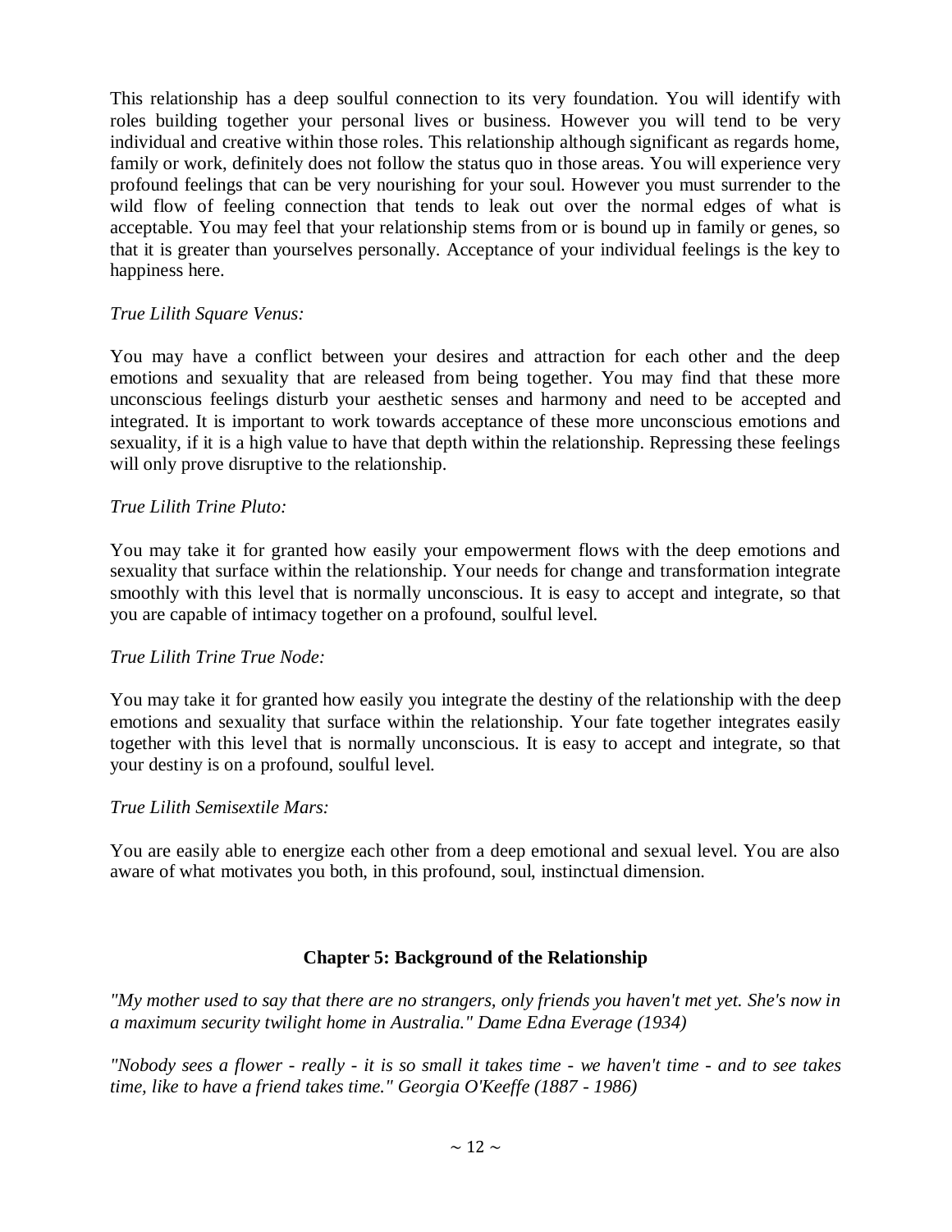This relationship has a deep soulful connection to its very foundation. You will identify with roles building together your personal lives or business. However you will tend to be very individual and creative within those roles. This relationship although significant as regards home, family or work, definitely does not follow the status quo in those areas. You will experience very profound feelings that can be very nourishing for your soul. However you must surrender to the wild flow of feeling connection that tends to leak out over the normal edges of what is acceptable. You may feel that your relationship stems from or is bound up in family or genes, so that it is greater than yourselves personally. Acceptance of your individual feelings is the key to happiness here.

*True Lilith Square Venus:*

You may have a conflict between your desires and attraction for each other and the deep emotions and sexuality that are released from being together. You may find that these more unconscious feelings disturb your aesthetic senses and harmony and need to be accepted and integrated. It is important to work towards acceptance of these more unconscious emotions and sexuality, if it is a high value to have that depth within the relationship. Repressing these feelings will only prove disruptive to the relationship.

*True Lilith Trine Pluto:*

You may take it for granted how easily your empowerment flows with the deep emotions and sexuality that surface within the relationship. Your needs for change and transformation integrate smoothly with this level that is normally unconscious. It is easy to accept and integrate, so that you are capable of intimacy together on a profound, soulful level.

*True Lilith Trine True Node:*

You may take it for granted how easily you integrate the destiny of the relationship with the deep emotions and sexuality that surface within the relationship. Your fate together integrates easily together with this level that is normally unconscious. It is easy to accept and integrate, so that your destiny is on a profound, soulful level.

*True Lilith Semisextile Mars:*

You are easily able to energize each other from a deep emotional and sexual level. You are also aware of what motivates you both, in this profound, soul, instinctual dimension.

## Chapter 5: Background of the Relationship

*"My mother used to say that there are no strangers, only friends you haven't met yet. She's now in a maximum security twilight home in Australia." Dame Edna Everage (1934)*

*"Nobody sees a flower - really - it is so small it takes time - we haven't time - and to see takes time, like to have a friend takes time." Georgia O'Keeffe (1887 - 1986)*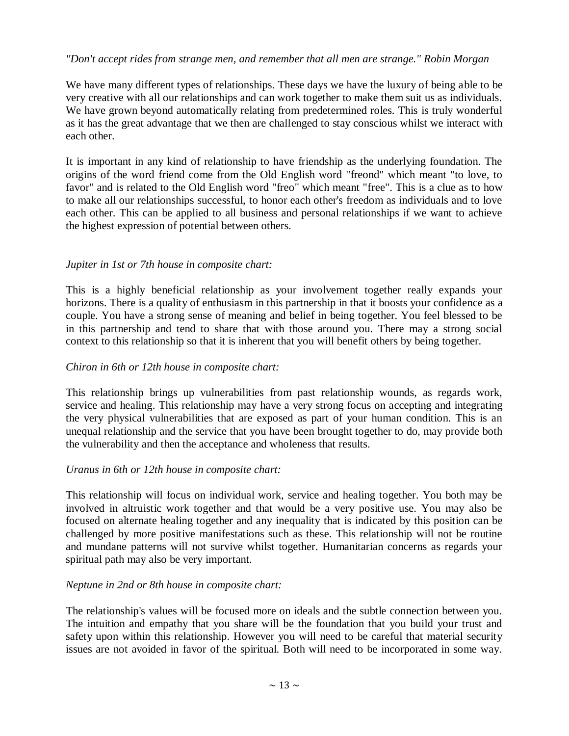*"Don't accept rides from strange men, and remember that all men are strange." Robin Morgan*

We have many different types of relationships. These days we have the luxury of being able to be very creative with all our relationships and can work together to make them suit us as individuals. We have grown beyond automatically relating from predetermined roles. This is truly wonderful as it has the great advantage that we then are challenged to stay conscious whilst we interact with each other.

It is important in any kind of relationship to have friendship as the underlying foundation. The origins of the word friend come from the Old English word "freond" which meant "to love, to favor" and is related to the Old English word "freo" which meant "free". This is a clue as to how to make all our relationships successful, to honor each other's freedom as individuals and to love each other. This can be applied to all business and personal relationships if we want to achieve the highest expression of potential between others.

*Jupiter in 1st or 7th house in composite chart:*

This is a highly beneficial relationship as your involvement together really expands your horizons. There is a quality of enthusiasm in this partnership in that it boosts your confidence as a couple. You have a strong sense of meaning and belief in being together. You feel blessed to be in this partnership and tend to share that with those around you. There may a strong social context to this relationship so that it is inherent that you will benefit others by being together.

*Chiron in 6th or 12th house in composite chart:*

This relationship brings up vulnerabilities from past relationship wounds, as regards work, service and healing. This relationship may have a very strong focus on accepting and integrating the very physical vulnerabilities that are exposed as part of your human condition. This is an unequal relationship and the service that you have been brought together to do, may provide both the vulnerability and then the acceptance and wholeness that results.

*Uranus in 6th or 12th house in composite chart:*

This relationship will focus on individual work, service and healing together. You both may be involved in altruistic work together and that would be a very positive use. You may also be focused on alternate healing together and any inequality that is indicated by this position can be challenged by more positive manifestations such as these. This relationship will not be routine and mundane patterns will not survive whilst together. Humanitarian concerns as regards your spiritual path may also be very important.

*Neptune in 2nd or 8th house in composite chart:*

The relationship's values will be focused more on ideals and the subtle connection between you. The intuition and empathy that you share will be the foundation that you build your trust and safety upon within this relationship. However you will need to be careful that material security issues are not avoided in favor of the spiritual. Both will need to be incorporated in some way.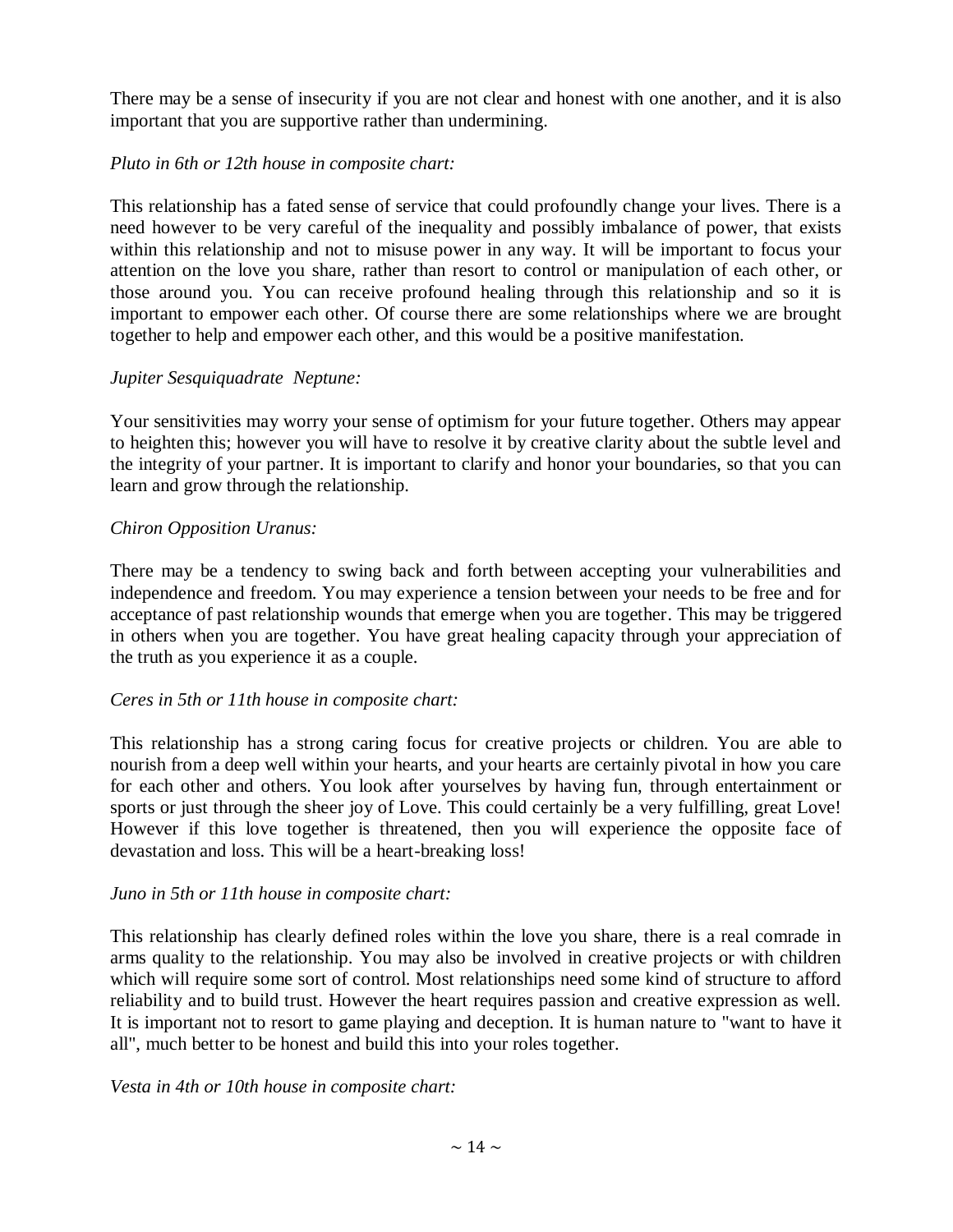There may be a sense of insecurity if you are not clear and honest with one another, and it is also important that you are supportive rather than undermining.

*Pluto in 6th or 12th house in composite chart:*

This relationship has a fated sense of service that could profoundly change your lives. There is a need however to be very careful of the inequality and possibly imbalance of power, that exists within this relationship and not to misuse power in any way. It will be important to focus your attention on the love you share, rather than resort to control or manipulation of each other, or those around you. You can receive profound healing through this relationship and so it is important to empower each other. Of course there are some relationships where we are brought together to help and empower each other, and this would be a positive manifestation.

*Jupiter Sesquiquadrate Neptune:*

Your sensitivities may worry your sense of optimism for your future together. Others may appear to heighten this; however you will have to resolve it by creative clarity about the subtle level and the integrity of your partner. It is important to clarify and honor your boundaries, so that you can learn and grow through the relationship.

*Chiron Opposition Uranus:*

There may be a tendency to swing back and forth between accepting your vulnerabilities and independence and freedom. You may experience a tension between your needs to be free and for acceptance of past relationship wounds that emerge when you are together. This may be triggered in others when you are together. You have great healing capacity through your appreciation of the truth as you experience it as a couple.

*Ceres in 5th or 11th house in composite chart:*

This relationship has a strong caring focus for creative projects or children. You are able to nourish from a deep well within your hearts, and your hearts are certainly pivotal in how you care for each other and others. You look after yourselves by having fun, through entertainment or sports or just through the sheer joy of Love. This could certainly be a very fulfilling, great Love! However if this love together is threatened, then you will experience the opposite face of devastation and loss. This will be a heart-breaking loss!

*Juno in 5th or 11th house in composite chart:*

This relationship has clearly defined roles within the love you share, there is a real comrade in arms quality to the relationship. You may also be involved in creative projects or with children which will require some sort of control. Most relationships need some kind of structure to afford reliability and to build trust. However the heart requires passion and creative expression as well. It is important not to resort to game playing and deception. It is human nature to "want to have it all", much better to be honest and build this into your roles together.

*Vesta in 4th or 10th house in composite chart:*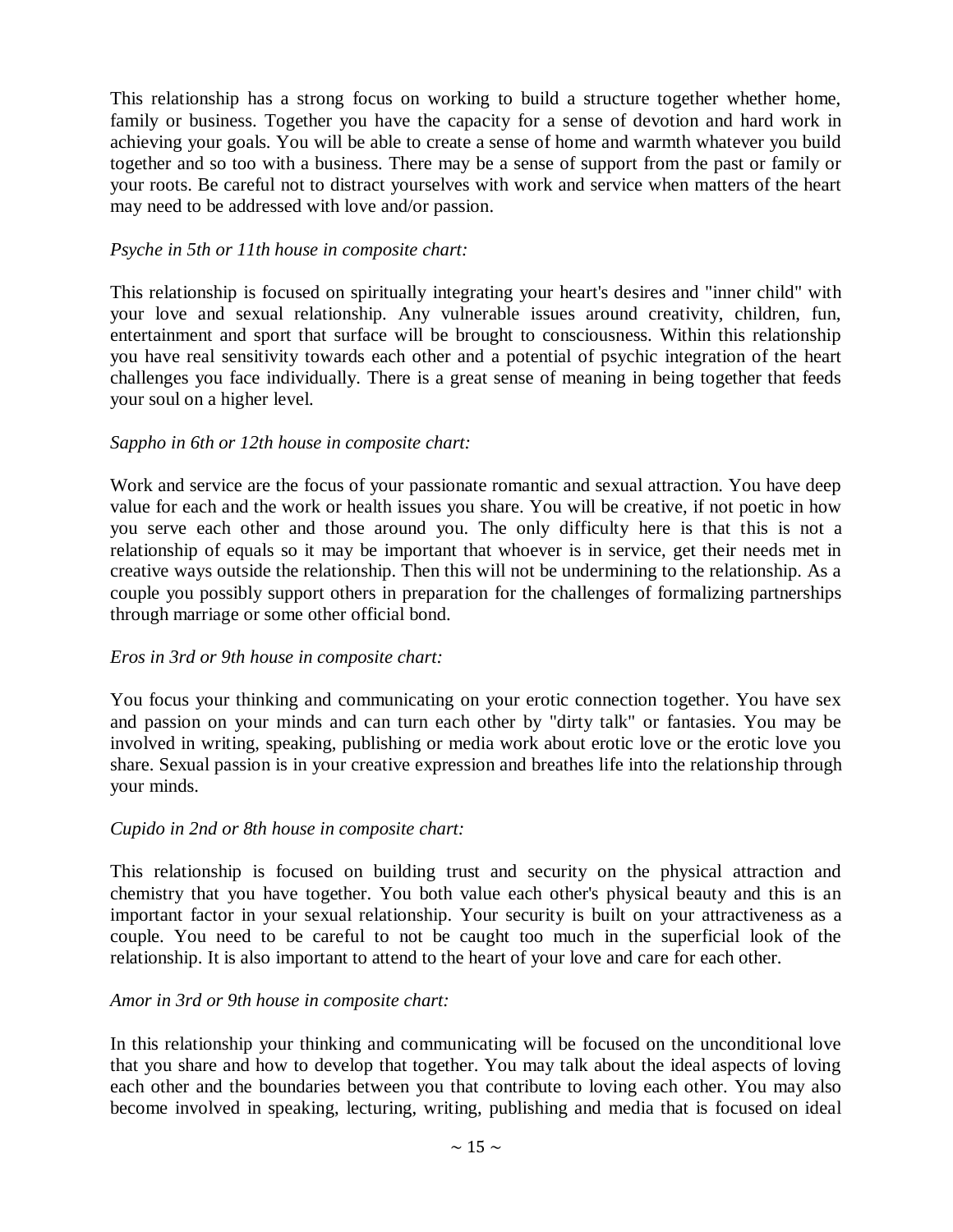This relationship has a strong focus on working to build a structure together whether home, family or business. Together you have the capacity for a sense of devotion and hard work in achieving your goals. You will be able to create a sense of home and warmth whatever you build together and so too with a business. There may be a sense of support from the past or family or your roots. Be careful not to distract yourselves with work and service when matters of the heart may need to be addressed with love and/or passion.

*Psyche in 5th or 11th house in composite chart:*

This relationship is focused on spiritually integrating your heart's desires and "inner child" with your love and sexual relationship. Any vulnerable issues around creativity, children, fun, entertainment and sport that surface will be brought to consciousness. Within this relationship you have real sensitivity towards each other and a potential of psychic integration of the heart challenges you face individually. There is a great sense of meaning in being together that feeds your soul on a higher level.

*Sappho in 6th or 12th house in composite chart:*

Work and service are the focus of your passionate romantic and sexual attraction. You have deep value for each and the work or health issues you share. You will be creative, if not poetic in how you serve each other and those around you. The only difficulty here is that this is not a relationship of equals so it may be important that whoever is in service, get their needs met in creative ways outside the relationship. Then this will not be undermining to the relationship. As a couple you possibly support others in preparation for the challenges of formalizing partnerships through marriage or some other official bond.

*Eros in 3rd or 9th house in composite chart:*

You focus your thinking and communicating on your erotic connection together. You have sex and passion on your minds and can turn each other by "dirty talk" or fantasies. You may be involved in writing, speaking, publishing or media work about erotic love or the erotic love you share. Sexual passion is in your creative expression and breathes life into the relationship through your minds.

*Cupido in 2nd or 8th house in composite chart:*

This relationship is focused on building trust and security on the physical attraction and chemistry that you have together. You both value each other's physical beauty and this is an important factor in your sexual relationship. Your security is built on your attractiveness as a couple. You need to be careful to not be caught too much in the superficial look of the relationship. It is also important to attend to the heart of your love and care for each other.

*Amor in 3rd or 9th house in composite chart:*

In this relationship your thinking and communicating will be focused on the unconditional love that you share and how to develop that together. You may talk about the ideal aspects of loving each other and the boundaries between you that contribute to loving each other. You may also become involved in speaking, lecturing, writing, publishing and media that is focused on ideal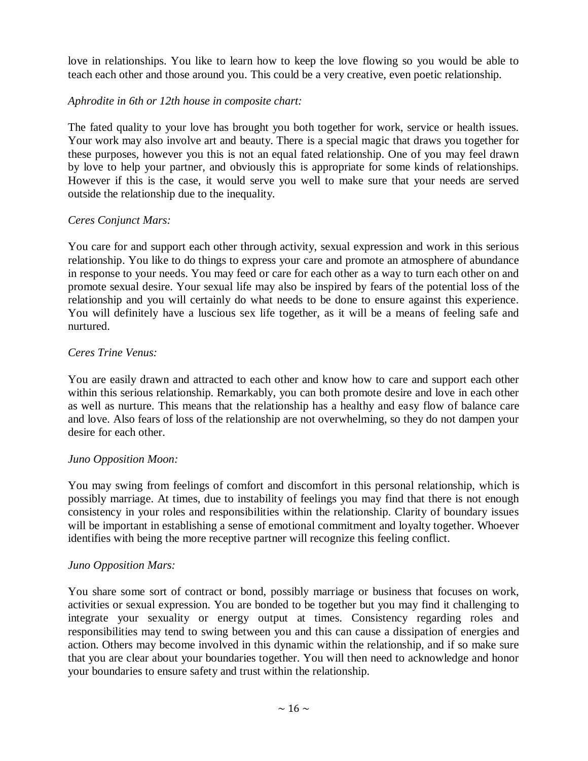love in relationships. You like to learn how to keep the love flowing so you would be able to teach each other and those around you. This could be a very creative, even poetic relationship.

*Aphrodite in 6th or 12th house in composite chart:*

The fated quality to your love has brought you both together for work, service or health issues. Your work may also involve art and beauty. There is a special magic that draws you together for these purposes, however you this is not an equal fated relationship. One of you may feel drawn by love to help your partner, and obviously this is appropriate for some kinds of relationships. However if this is the case, it would serve you well to make sure that your needs are served outside the relationship due to the inequality.

*Ceres Conjunct Mars:*

You care for and support each other through activity, sexual expression and work in this serious relationship. You like to do things to express your care and promote an atmosphere of abundance in response to your needs. You may feed or care for each other as a way to turn each other on and promote sexual desire. Your sexual life may also be inspired by fears of the potential loss of the relationship and you will certainly do what needs to be done to ensure against this experience. You will definitely have a luscious sex life together, as it will be a means of feeling safe and nurtured.

*Ceres Trine Venus:*

You are easily drawn and attracted to each other and know how to care and support each other within this serious relationship. Remarkably, you can both promote desire and love in each other as well as nurture. This means that the relationship has a healthy and easy flow of balance care and love. Also fears of loss of the relationship are not overwhelming, so they do not dampen your desire for each other.

*Juno Opposition Moon:*

You may swing from feelings of comfort and discomfort in this personal relationship, which is possibly marriage. At times, due to instability of feelings you may find that there is not enough consistency in your roles and responsibilities within the relationship. Clarity of boundary issues will be important in establishing a sense of emotional commitment and loyalty together. Whoever identifies with being the more receptive partner will recognize this feeling conflict.

*Juno Opposition Mars:*

You share some sort of contract or bond, possibly marriage or business that focuses on work, activities or sexual expression. You are bonded to be together but you may find it challenging to integrate your sexuality or energy output at times. Consistency regarding roles and responsibilities may tend to swing between you and this can cause a dissipation of energies and action. Others may become involved in this dynamic within the relationship, and if so make sure that you are clear about your boundaries together. You will then need to acknowledge and honor your boundaries to ensure safety and trust within the relationship.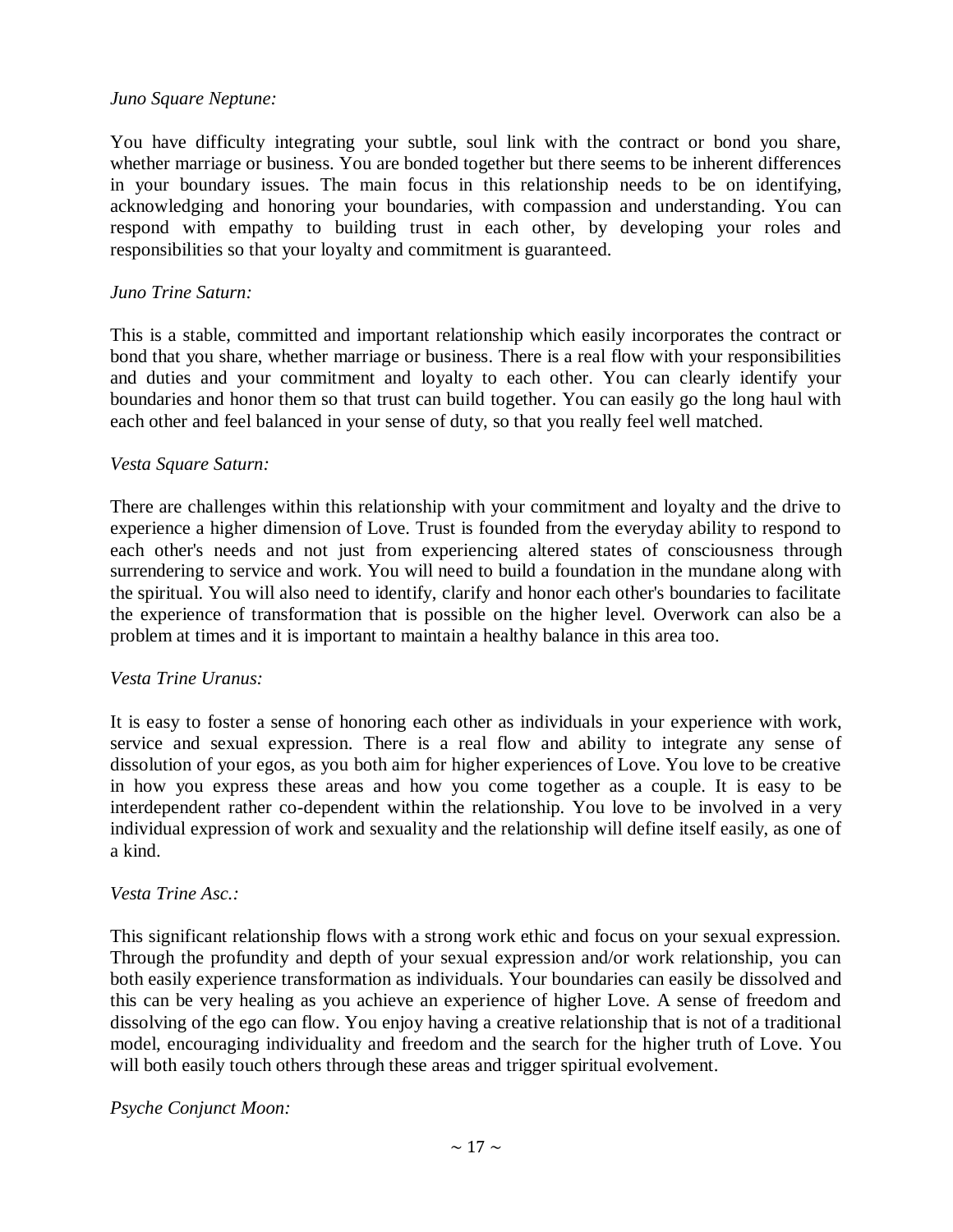*Juno Square Neptune:*

You have difficulty integrating your subtle, soul link with the contract or bond you share, whether marriage or business. You are bonded together but there seems to be inherent differences in your boundary issues. The main focus in this relationship needs to be on identifying, acknowledging and honoring your boundaries, with compassion and understanding. You can respond with empathy to building trust in each other, by developing your roles and responsibilities so that your loyalty and commitment is guaranteed.

*Juno Trine Saturn:*

This is a stable, committed and important relationship which easily incorporates the contract or bond that you share, whether marriage or business. There is a real flow with your responsibilities and duties and your commitment and loyalty to each other. You can clearly identify your boundaries and honor them so that trust can build together. You can easily go the long haul with each other and feel balanced in your sense of duty, so that you really feel well matched.

*Vesta Square Saturn:*

There are challenges within this relationship with your commitment and loyalty and the drive to experience a higher dimension of Love. Trust is founded from the everyday ability to respond to each other's needs and not just from experiencing altered states of consciousness through surrendering to service and work. You will need to build a foundation in the mundane along with the spiritual. You will also need to identify, clarify and honor each other's boundaries to facilitate the experience of transformation that is possible on the higher level. Overwork can also be a problem at times and it is important to maintain a healthy balance in this area too.

*Vesta Trine Uranus:*

It is easy to foster a sense of honoring each other as individuals in your experience with work, service and sexual expression. There is a real flow and ability to integrate any sense of dissolution of your egos, as you both aim for higher experiences of Love. You love to be creative in how you express these areas and how you come together as a couple. It is easy to be interdependent rather co-dependent within the relationship. You love to be involved in a very individual expression of work and sexuality and the relationship will define itself easily, as one of a kind.

*Vesta Trine Asc.:*

This significant relationship flows with a strong work ethic and focus on your sexual expression. Through the profundity and depth of your sexual expression and/or work relationship, you can both easily experience transformation as individuals. Your boundaries can easily be dissolved and this can be very healing as you achieve an experience of higher Love. A sense of freedom and dissolving of the ego can flow. You enjoy having a creative relationship that is not of a traditional model, encouraging individuality and freedom and the search for the higher truth of Love. You will both easily touch others through these areas and trigger spiritual evolvement.

*Psyche Conjunct Moon:*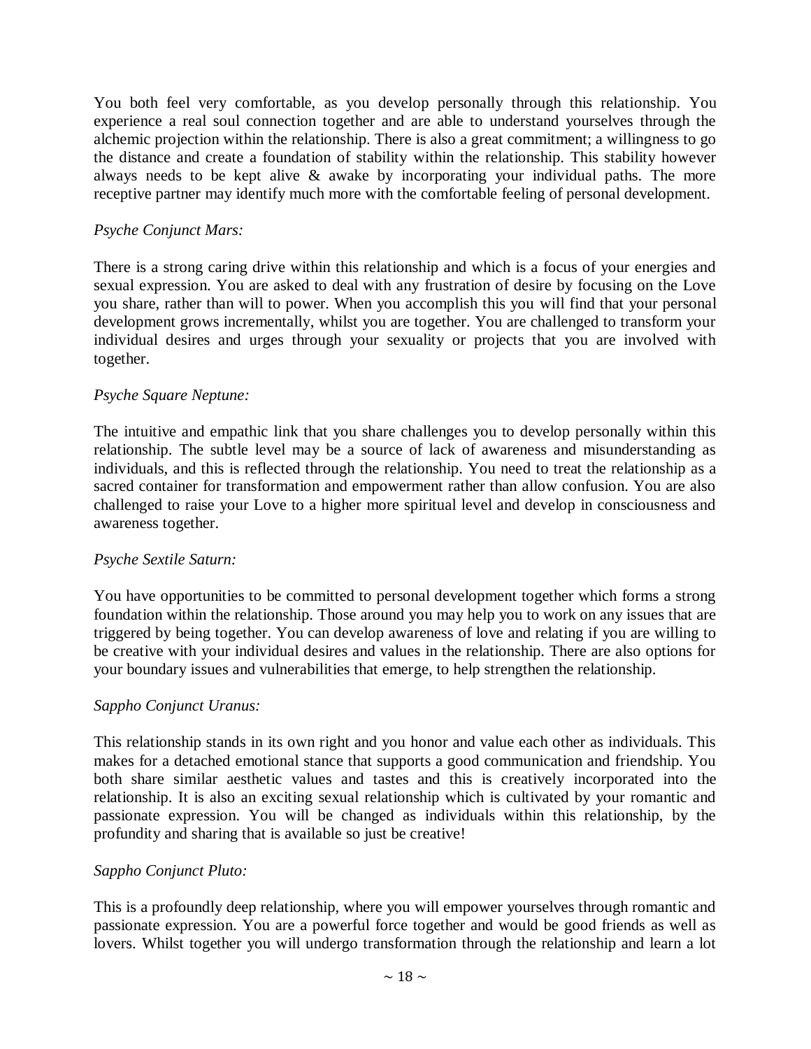You both feel very comfortable, as you develop personally through this relationship. You experience a real soul connection together and are able to understand yourselves through the alchemic projection within the relationship. There is also a great commitment; a willingness to go the distance and create a foundation of stability within the relationship. This stability however always needs to be kept alive & awake by incorporating your individual paths. The more receptive partner may identify much more with the comfortable feeling of personal development.

*Psyche Conjunct Mars:*

There is a strong caring drive within this relationship and which is a focus of your energies and sexual expression. You are asked to deal with any frustration of desire by focusing on the Love you share, rather than will to power. When you accomplish this you will find that your personal development grows incrementally, whilst you are together. You are challenged to transform your individual desires and urges through your sexuality or projects that you are involved with together.

*Psyche Square Neptune:*

The intuitive and empathic link that you share challenges you to develop personally within this relationship. The subtle level may be a source of lack of awareness and misunderstanding as individuals, and this is reflected through the relationship. You need to treat the relationship as a sacred container for transformation and empowerment rather than allow confusion. You are also challenged to raise your Love to a higher more spiritual level and develop in consciousness and awareness together.

*Psyche Sextile Saturn:*

You have opportunities to be committed to personal development together which forms a strong foundation within the relationship. Those around you may help you to work on any issues that are triggered by being together. You can develop awareness of love and relating if you are willing to be creative with your individual desires and values in the relationship. There are also options for your boundary issues and vulnerabilities that emerge, to help strengthen the relationship.

*Sappho Conjunct Uranus:*

This relationship stands in its own right and you honor and value each other as individuals. This makes for a detached emotional stance that supports a good communication and friendship. You both share similar aesthetic values and tastes and this is creatively incorporated into the relationship. It is also an exciting sexual relationship which is cultivated by your romantic and passionate expression. You will be changed as individuals within this relationship, by the profundity and sharing that is available so just be creative!

*Sappho Conjunct Pluto:*

This is a profoundly deep relationship, where you will empower yourselves through romantic and passionate expression. You are a powerful force together and would be good friends as well as lovers. Whilst together you will undergo transformation through the relationship and learn a lot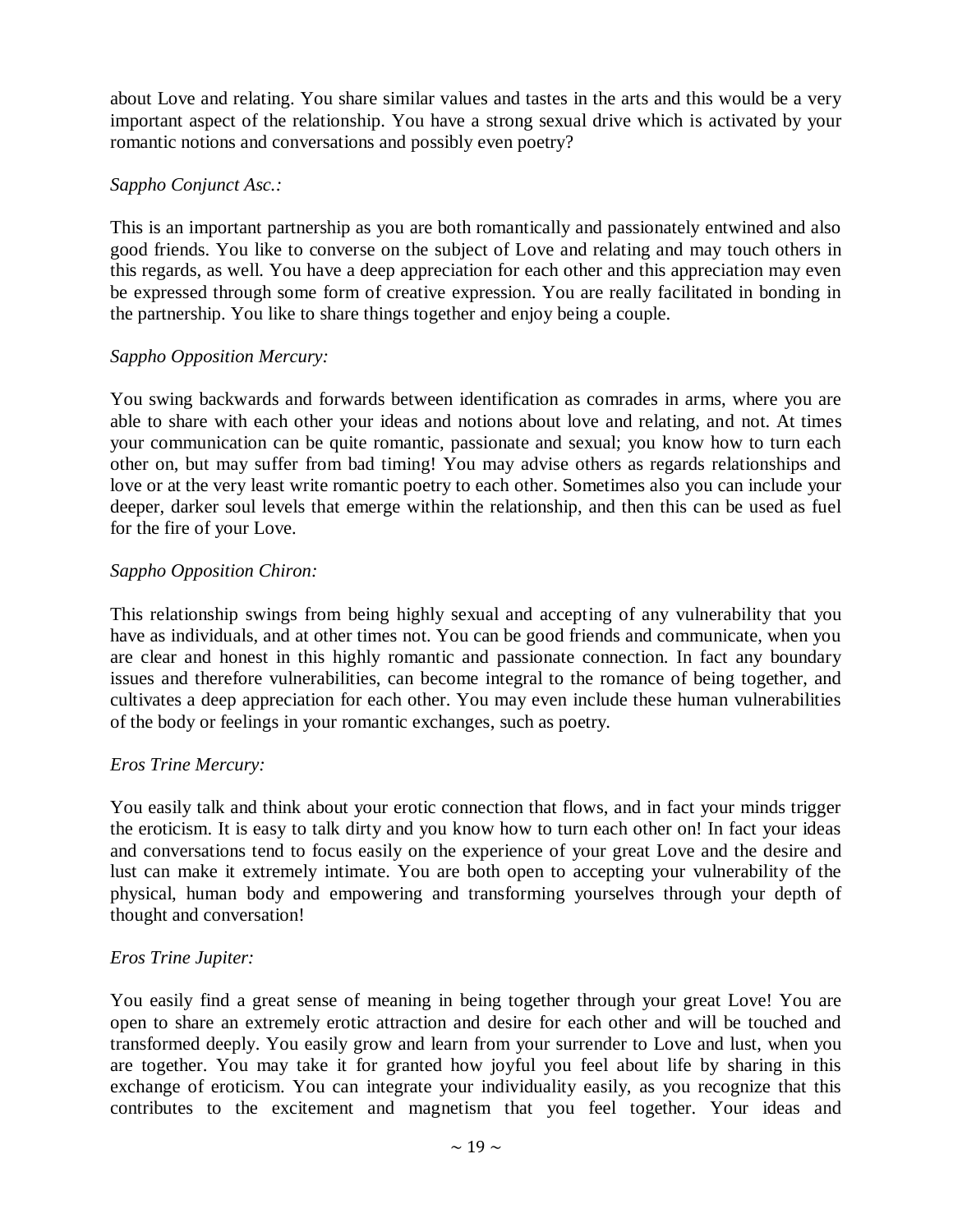about Love and relating. You share similar values and tastes in the arts and this would be a very important aspect of the relationship. You have a strong sexual drive which is activated by your romantic notions and conversations and possibly even poetry?

*Sappho Conjunct Asc.:*

This is an important partnership as you are both romantically and passionately entwined and also good friends. You like to converse on the subject of Love and relating and may touch others in this regards, as well. You have a deep appreciation for each other and this appreciation may even be expressed through some form of creative expression. You are really facilitated in bonding in the partnership. You like to share things together and enjoy being a couple.

*Sappho Opposition Mercury:*

You swing backwards and forwards between identification as comrades in arms, where you are able to share with each other your ideas and notions about love and relating, and not. At times your communication can be quite romantic, passionate and sexual; you know how to turn each other on, but may suffer from bad timing! You may advise others as regards relationships and love or at the very least write romantic poetry to each other. Sometimes also you can include your deeper, darker soul levels that emerge within the relationship, and then this can be used as fuel for the fire of your Love.

*Sappho Opposition Chiron:*

This relationship swings from being highly sexual and accepting of any vulnerability that you have as individuals, and at other times not. You can be good friends and communicate, when you are clear and honest in this highly romantic and passionate connection. In fact any boundary issues and therefore vulnerabilities, can become integral to the romance of being together, and cultivates a deep appreciation for each other. You may even include these human vulnerabilities of the body or feelings in your romantic exchanges, such as poetry.

*Eros Trine Mercury:*

You easily talk and think about your erotic connection that flows, and in fact your minds trigger the eroticism. It is easy to talk dirty and you know how to turn each other on! In fact your ideas and conversations tend to focus easily on the experience of your great Love and the desire and lust can make it extremely intimate. You are both open to accepting your vulnerability of the physical, human body and empowering and transforming yourselves through your depth of thought and conversation!

*Eros Trine Jupiter:*

You easily find a great sense of meaning in being together through your great Love! You are open to share an extremely erotic attraction and desire for each other and will be touched and transformed deeply. You easily grow and learn from your surrender to Love and lust, when you are together. You may take it for granted how joyful you feel about life by sharing in this exchange of eroticism. You can integrate your individuality easily, as you recognize that this contributes to the excitement and magnetism that you feel together. Your ideas and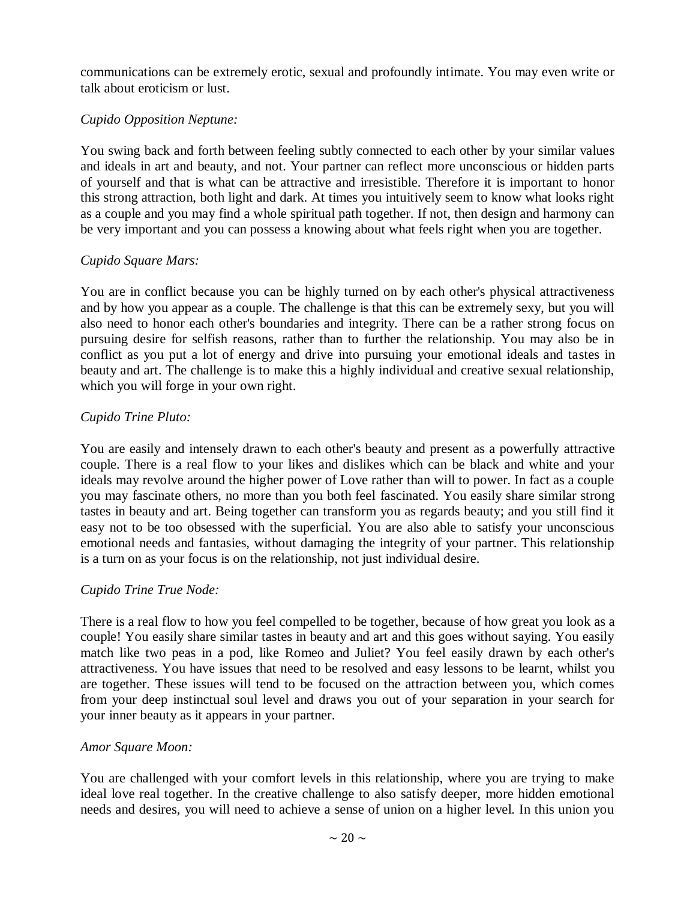communications can be extremely erotic, sexual and profoundly intimate. You may even write or talk about eroticism or lust.

*Cupido Opposition Neptune:*

You swing back and forth between feeling subtly connected to each other by your similar values and ideals in art and beauty, and not. Your partner can reflect more unconscious or hidden parts of yourself and that is what can be attractive and irresistible. Therefore it is important to honor this strong attraction, both light and dark. At times you intuitively seem to know what looks right as a couple and you may find a whole spiritual path together. If not, then design and harmony can be very important and you can possess a knowing about what feels right when you are together.

*Cupido Square Mars:*

You are in conflict because you can be highly turned on by each other's physical attractiveness and by how you appear as a couple. The challenge is that this can be extremely sexy, but you will also need to honor each other's boundaries and integrity. There can be a rather strong focus on pursuing desire for selfish reasons, rather than to further the relationship. You may also be in conflict as you put a lot of energy and drive into pursuing your emotional ideals and tastes in beauty and art. The challenge is to make this a highly individual and creative sexual relationship, which you will forge in your own right.

*Cupido Trine Pluto:*

You are easily and intensely drawn to each other's beauty and present as a powerfully attractive couple. There is a real flow to your likes and dislikes which can be black and white and your ideals may revolve around the higher power of Love rather than will to power. In fact as a couple you may fascinate others, no more than you both feel fascinated. You easily share similar strong tastes in beauty and art. Being together can transform you as regards beauty; and you still find it easy not to be too obsessed with the superficial. You are also able to satisfy your unconscious emotional needs and fantasies, without damaging the integrity of your partner. This relationship is a turn on as your focus is on the relationship, not just individual desire.

*Cupido Trine True Node:*

There is a real flow to how you feel compelled to be together, because of how great you look as a couple! You easily share similar tastes in beauty and art and this goes without saying. You easily match like two peas in a pod, like Romeo and Juliet? You feel easily drawn by each other's attractiveness. You have issues that need to be resolved and easy lessons to be learnt, whilst you are together. These issues will tend to be focused on the attraction between you, which comes from your deep instinctual soul level and draws you out of your separation in your search for your inner beauty as it appears in your partner.

*Amor Square Moon:*

You are challenged with your comfort levels in this relationship, where you are trying to make ideal love real together. In the creative challenge to also satisfy deeper, more hidden emotional needs and desires, you will need to achieve a sense of union on a higher level. In this union you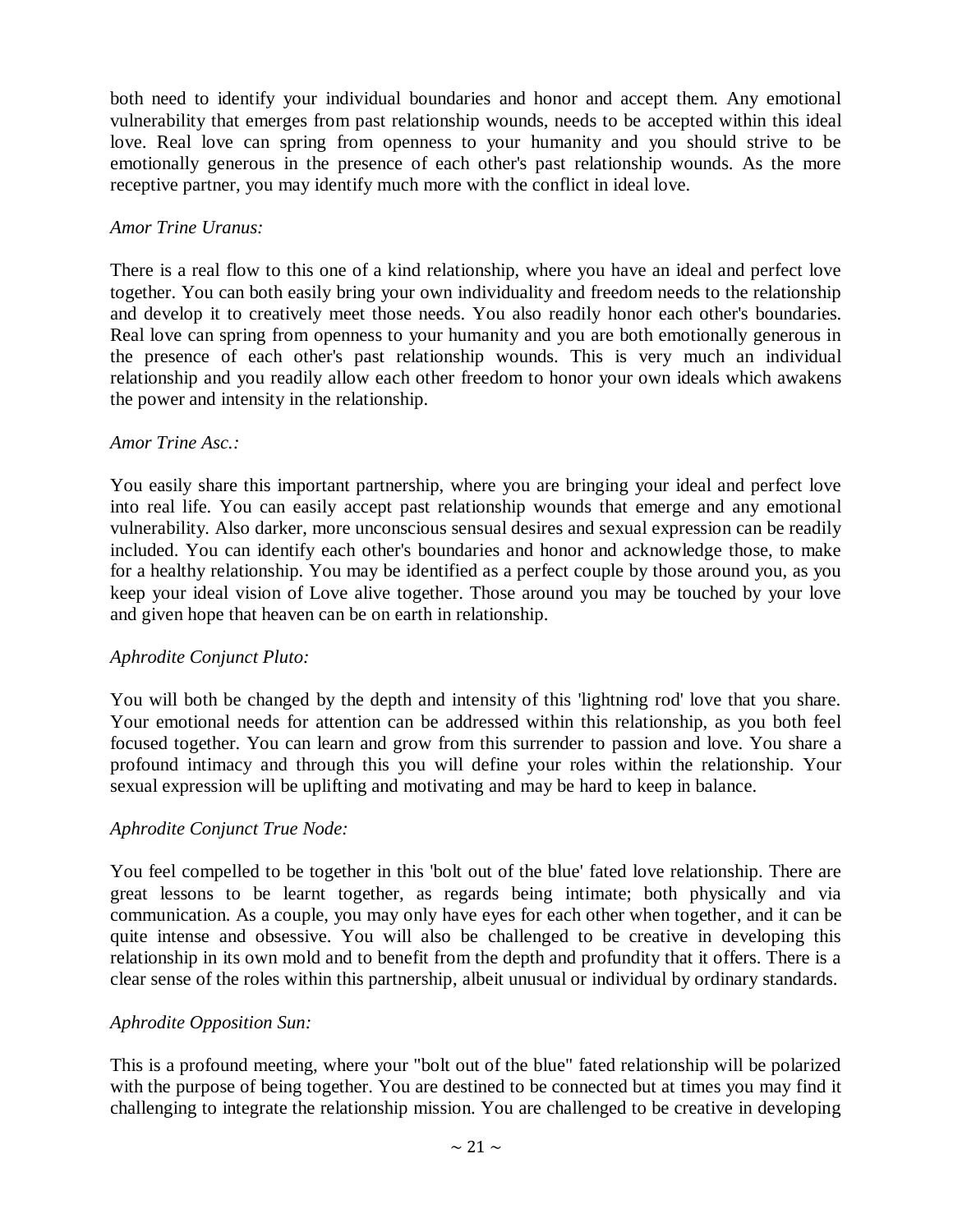both need to identify your individual boundaries and honor and accept them. Any emotional vulnerability that emerges from past relationship wounds, needs to be accepted within this ideal love. Real love can spring from openness to your humanity and you should strive to be emotionally generous in the presence of each other's past relationship wounds. As the more receptive partner, you may identify much more with the conflict in ideal love.

*Amor Trine Uranus:*

There is a real flow to this one of a kind relationship, where you have an ideal and perfect love together. You can both easily bring your own individuality and freedom needs to the relationship and develop it to creatively meet those needs. You also readily honor each other's boundaries. Real love can spring from openness to your humanity and you are both emotionally generous in the presence of each other's past relationship wounds. This is very much an individual relationship and you readily allow each other freedom to honor your own ideals which awakens the power and intensity in the relationship.

*Amor Trine Asc.:*

You easily share this important partnership, where you are bringing your ideal and perfect love into real life. You can easily accept past relationship wounds that emerge and any emotional vulnerability. Also darker, more unconscious sensual desires and sexual expression can be readily included. You can identify each other's boundaries and honor and acknowledge those, to make for a healthy relationship. You may be identified as a perfect couple by those around you, as you keep your ideal vision of Love alive together. Those around you may be touched by your love and given hope that heaven can be on earth in relationship.

*Aphrodite Conjunct Pluto:*

You will both be changed by the depth and intensity of this 'lightning rod' love that you share. Your emotional needs for attention can be addressed within this relationship, as you both feel focused together. You can learn and grow from this surrender to passion and love. You share a profound intimacy and through this you will define your roles within the relationship. Your sexual expression will be uplifting and motivating and may be hard to keep in balance.

*Aphrodite Conjunct True Node:*

You feel compelled to be together in this 'bolt out of the blue' fated love relationship. There are great lessons to be learnt together, as regards being intimate; both physically and via communication. As a couple, you may only have eyes for each other when together, and it can be quite intense and obsessive. You will also be challenged to be creative in developing this relationship in its own mold and to benefit from the depth and profundity that it offers. There is a clear sense of the roles within this partnership, albeit unusual or individual by ordinary standards.

*Aphrodite Opposition Sun:*

This is a profound meeting, where your "bolt out of the blue" fated relationship will be polarized with the purpose of being together. You are destined to be connected but at times you may find it challenging to integrate the relationship mission. You are challenged to be creative in developing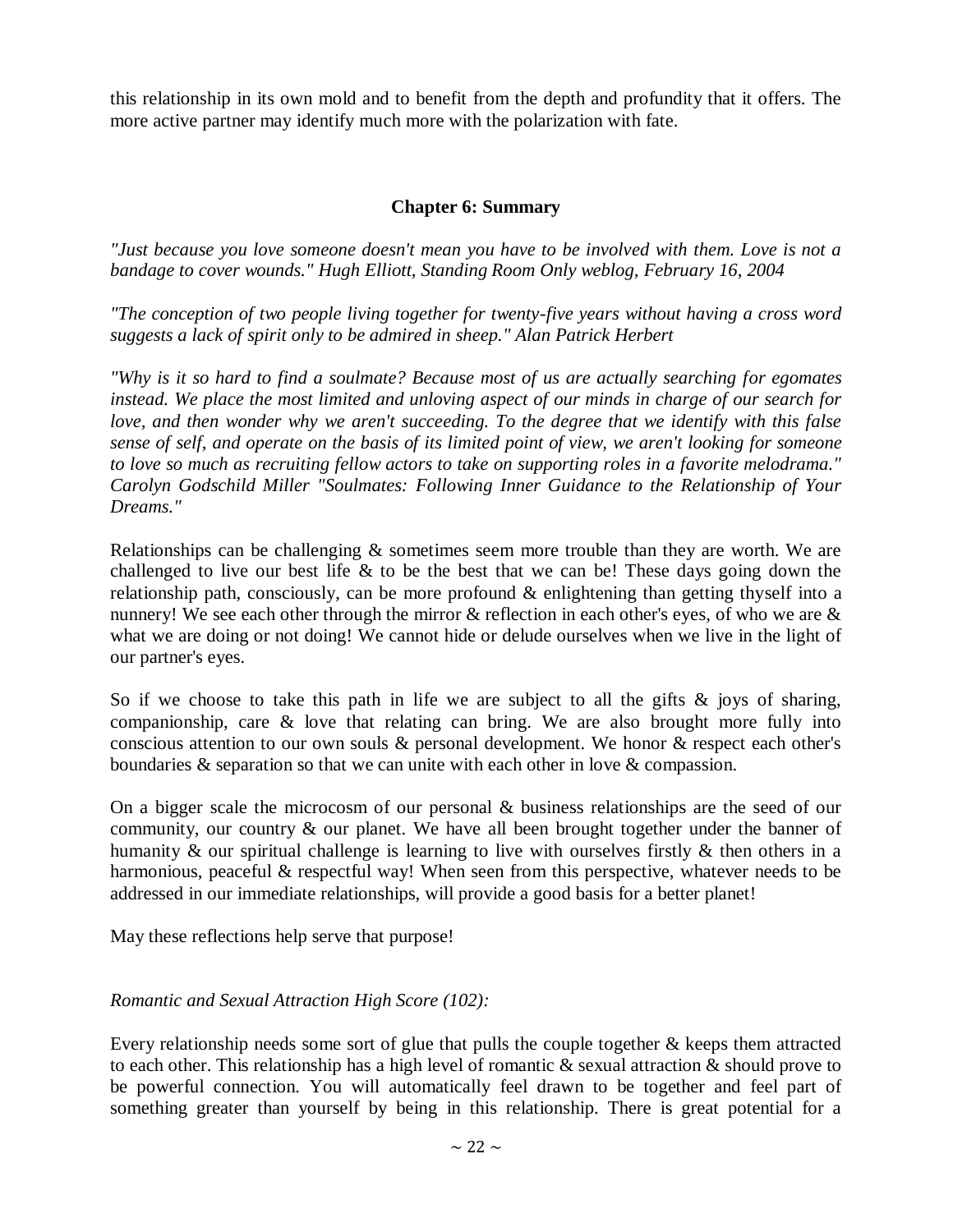this relationship in its own mold and to benefit from the depth and profundity that it offers. The more active partner may identify much more with the polarization with fate.

## Chapter 6: Summary

*"Just because you love someone doesn't mean you have to be involved with them. Love is not a bandage to cover wounds." Hugh Elliott, Standing Room Only weblog, February 16, 2004*

*"The conception of two people living together for twenty-five years without having a cross word suggests a lack of spirit only to be admired in sheep." Alan Patrick Herbert*

*"Why is it so hard to find a soulmate? Because most of us are actually searching for egomates instead. We place the most limited and unloving aspect of our minds in charge of our search for love, and then wonder why we aren't succeeding. To the degree that we identify with this false sense of self, and operate on the basis of its limited point of view, we aren't looking for someone to love so much as recruiting fellow actors to take on supporting roles in a favorite melodrama." Carolyn Godschild Miller "Soulmates: Following Inner Guidance to the Relationship of Your Dreams."*

Relationships can be challenging & sometimes seem more trouble than they are worth. We are challenged to live our best life & to be the best that we can be! These days going down the relationship path, consciously, can be more profound & enlightening than getting thyself into a nunnery! We see each other through the mirror & reflection in each other's eyes, of who we are & what we are doing or not doing! We cannot hide or delude ourselves when we live in the light of our partner's eyes.

So if we choose to take this path in life we are subject to all the gifts & joys of sharing, companionship, care & love that relating can bring. We are also brought more fully into conscious attention to our own souls & personal development. We honor & respect each other's boundaries & separation so that we can unite with each other in love & compassion.

On a bigger scale the microcosm of our personal & business relationships are the seed of our community, our country & our planet. We have all been brought together under the banner of humanity & our spiritual challenge is learning to live with ourselves firstly & then others in a harmonious, peaceful & respectful way! When seen from this perspective, whatever needs to be addressed in our immediate relationships, will provide a good basis for a better planet!

May these reflections help serve that purpose!

*Romantic and Sexual Attraction High Score (102):*

Every relationship needs some sort of glue that pulls the couple together & keeps them attracted to each other. This relationship has a high level of romantic & sexual attraction & should prove to be powerful connection. You will automatically feel drawn to be together and feel part of something greater than yourself by being in this relationship. There is great potential for a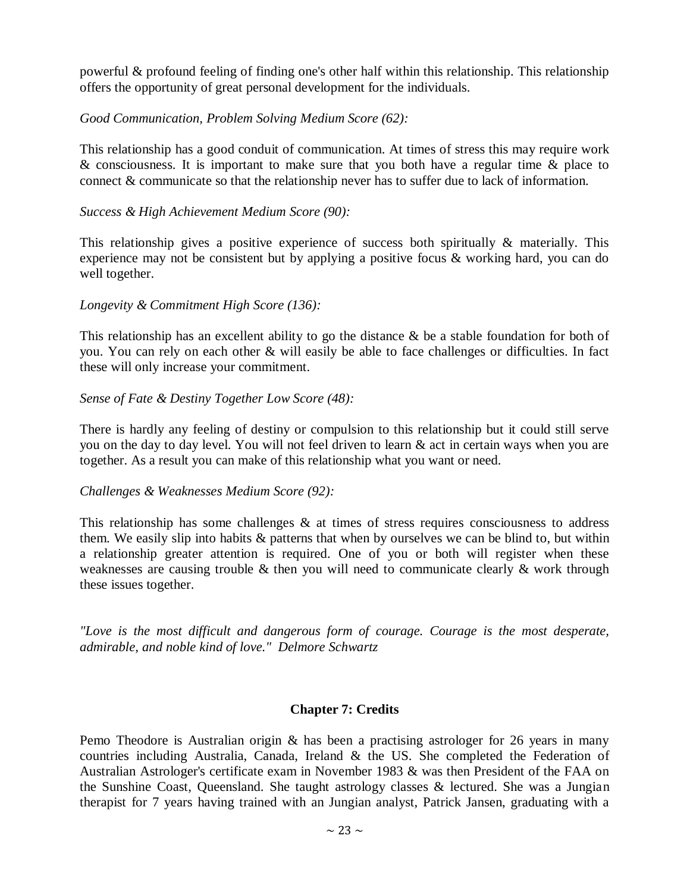powerful & profound feeling of finding one's other half within this relationship. This relationship offers the opportunity of great personal development for the individuals.

*Good Communication, Problem Solving Medium Score (62):*

This relationship has a good conduit of communication. At times of stress this may require work & consciousness. It is important to make sure that you both have a regular time & place to connect & communicate so that the relationship never has to suffer due to lack of information.

*Success & High Achievement Medium Score (90):*

This relationship gives a positive experience of success both spiritually & materially. This experience may not be consistent but by applying a positive focus & working hard, you can do well together.

*Longevity & Commitment High Score (136):*

This relationship has an excellent ability to go the distance & be a stable foundation for both of you. You can rely on each other & will easily be able to face challenges or difficulties. In fact these will only increase your commitment.

*Sense of Fate & Destiny Together Low Score (48):*

There is hardly any feeling of destiny or compulsion to this relationship but it could still serve you on the day to day level. You will not feel driven to learn & act in certain ways when you are together. As a result you can make of this relationship what you want or need.

*Challenges & Weaknesses Medium Score (92):*

This relationship has some challenges & at times of stress requires consciousness to address them. We easily slip into habits & patterns that when by ourselves we can be blind to, but within a relationship greater attention is required. One of you or both will register when these weaknesses are causing trouble & then you will need to communicate clearly & work through these issues together.

*"Love is the most difficult and dangerous form of courage. Courage is the most desperate, admirable, and noble kind of love." Delmore Schwartz*

## Chapter 7: Credits

Pemo Theodore is Australian origin & has been a practising astrologer for 26 years in many countries including Australia, Canada, Ireland & the US. She completed the Federation of Australian Astrologer's certificate exam in November 1983 & was then President of the FAA on the Sunshine Coast, Queensland. She taught astrology classes & lectured. She was a Jungian therapist for 7 years having trained with an Jungian analyst, Patrick Jansen, graduating with a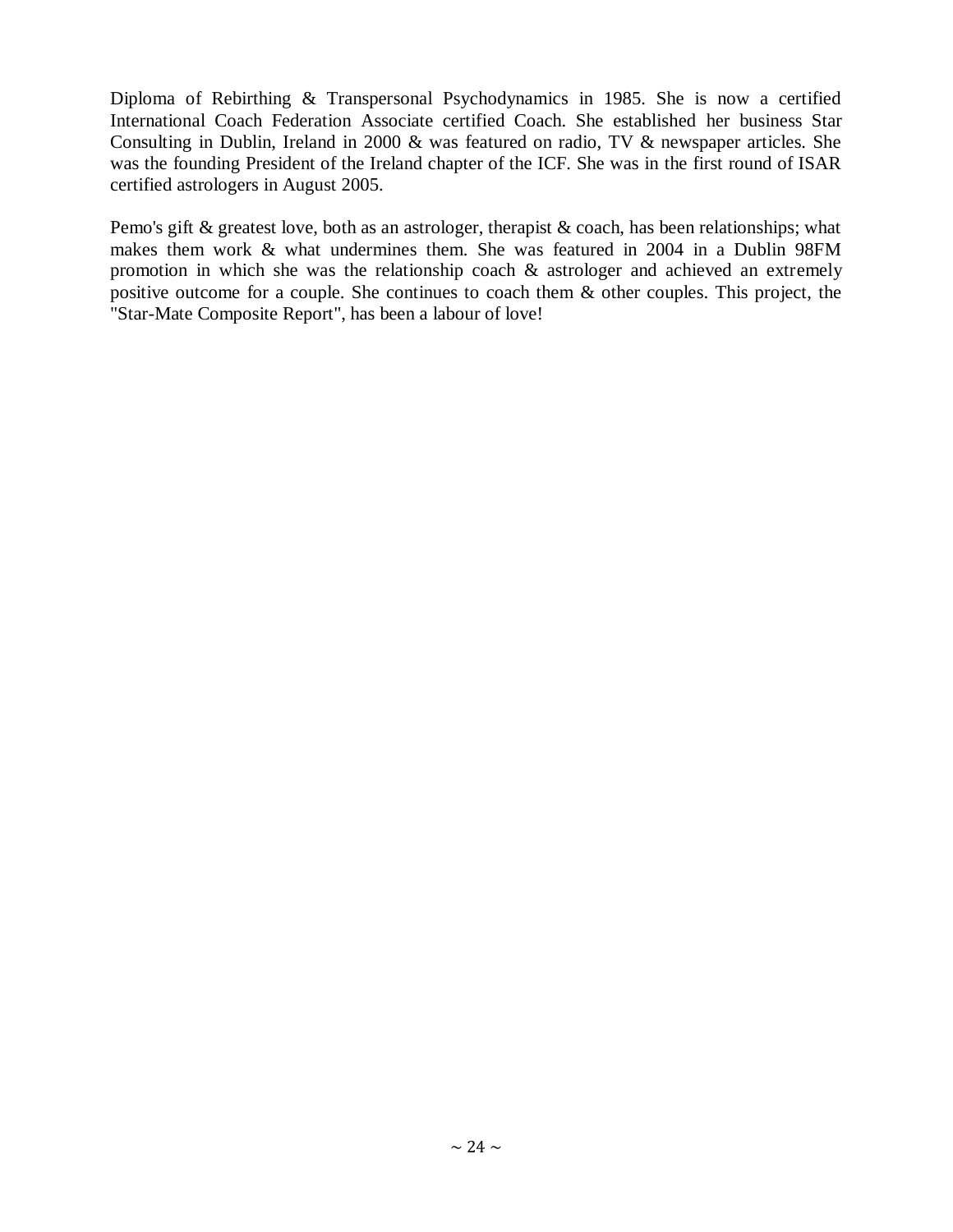Diploma of Rebirthing & Transpersonal Psychodynamics in 1985. She is now a certified International Coach Federation Associate certified Coach. She established her business Star Consulting in Dublin, Ireland in 2000 & was featured on radio, TV & newspaper articles. She was the founding President of the Ireland chapter of the ICF. She was in the first round of ISAR certified astrologers in August 2005.

Pemo's gift & greatest love, both as an astrologer, therapist & coach, has been relationships; what makes them work & what undermines them. She was featured in 2004 in a Dublin 98FM promotion in which she was the relationship coach & astrologer and achieved an extremely positive outcome for a couple. She continues to coach them & other couples. This project, the "Star-Mate Composite Report", has been a labour of love!